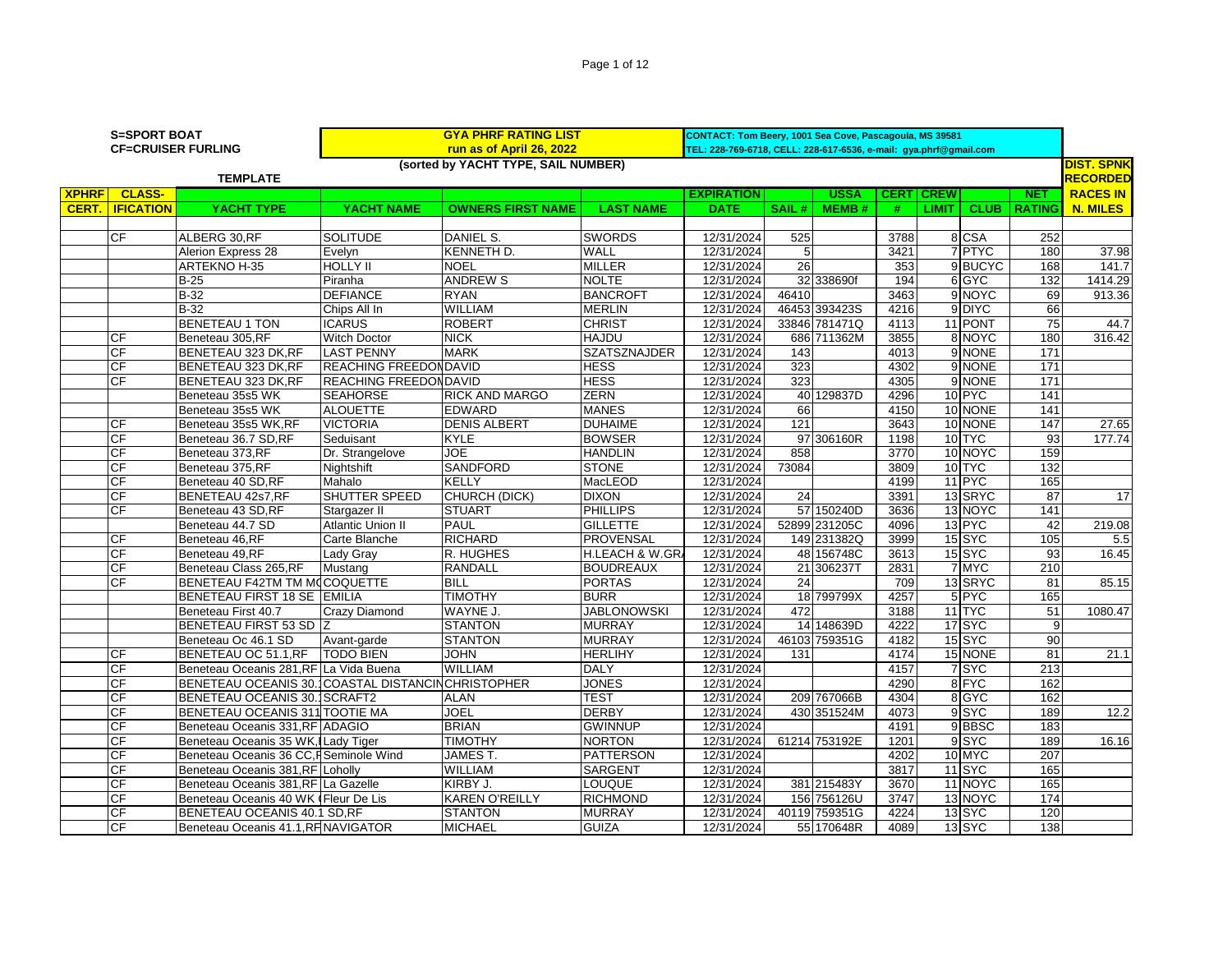S=SPORT BOAT
CF=CRUISER FURLING

TEMPLATE

**GYA PHRF RATING LIST**
**run as of April 26, 2022**
**(sorted by YACHT TYPE, SAIL NUMBER)**

CONTACT: Tom Beery, 1001 Sea Cove, Pascagoula, MS 39581
TEL: 228-769-6718, CELL: 228-617-6536, e-mail: gya.phrf@gmail.com

| XPHRF CERT. | CLASS-IFICATION | YACHT TYPE | YACHT NAME | OWNERS FIRST NAME | LAST NAME | EXPIRATION DATE | SAIL # | USSA MEMB # | CERT # | CREW LIMIT | CLUB | NET RATING | DIST. SPNK RECORDED RACES IN N. MILES |
|---|---|---|---|---|---|---|---|---|---|---|---|---|---|
| | CF | ALBERG 30,RF | SOLITUDE | DANIEL S. | SWORDS | 12/31/2024 | 525 | | 3788 | 8 | CSA | 252 | |
| | | Alerion Express 28 | Evelyn | KENNETH D. | WALL | 12/31/2024 | 5 | | 3421 | 7 | PTYC | 180 | 37.98 |
| | | ARTEKNO H-35 | HOLLY II | NOEL | MILLER | 12/31/2024 | 26 | | 353 | 9 | BUCYC | 168 | 141.7 |
| | | B-25 | Piranha | ANDREW S | NOLTE | 12/31/2024 | 32 | 338690f | 194 | 6 | GYC | 132 | 1414.29 |
| | | B-32 | DEFIANCE | RYAN | BANCROFT | 12/31/2024 | 46410 | | 3463 | 9 | NOYC | 69 | 913.36 |
| | | B-32 | Chips All In | WILLIAM | MERLIN | 12/31/2024 | 46453 | 393423S | 4216 | 9 | DIYC | 66 | |
| | | BENETEAU 1 TON | ICARUS | ROBERT | CHRIST | 12/31/2024 | 33846 | 781471Q | 4113 | 11 | PONT | 75 | 44.7 |
| | CF | Beneteau 305,RF | Witch Doctor | NICK | HAJDU | 12/31/2024 | 686 | 711362M | 3855 | 8 | NOYC | 180 | 316.42 |
| | CF | BENETEAU 323 DK,RF | LAST PENNY | MARK | SZATSZNAJDER | 12/31/2024 | 143 | | 4013 | 9 | NONE | 171 | |
| | CF | BENETEAU 323 DK,RF | REACHING FREEDOM | DAVID | HESS | 12/31/2024 | 323 | | 4302 | 9 | NONE | 171 | |
| | CF | BENETEAU 323 DK,RF | REACHING FREEDOM | DAVID | HESS | 12/31/2024 | 323 | | 4305 | 9 | NONE | 171 | |
| | | Beneteau 35s5 WK | SEAHORSE | RICK AND MARGO | ZERN | 12/31/2024 | 40 | 129837D | 4296 | 10 | PYC | 141 | |
| | | Beneteau 35s5 WK | ALOUETTE | EDWARD | MANES | 12/31/2024 | 66 | | 4150 | 10 | NONE | 141 | |
| | CF | Beneteau 35s5 WK,RF | VICTORIA | DENIS ALBERT | DUHAIME | 12/31/2024 | 121 | | 3643 | 10 | NONE | 147 | 27.65 |
| | CF | Beneteau 36.7 SD,RF | Seduisant | KYLE | BOWSER | 12/31/2024 | 97 | 306160R | 1198 | 10 | TYC | 93 | 177.74 |
| | CF | Beneteau 373,RF | Dr. Strangelove | JOE | HANDLIN | 12/31/2024 | 858 | | 3770 | 10 | NOYC | 159 | |
| | CF | Beneteau 375,RF | Nightshift | SANDFORD | STONE | 12/31/2024 | 73084 | | 3809 | 10 | TYC | 132 | |
| | CF | Beneteau 40 SD,RF | Mahalo | KELLY | MacLEOD | 12/31/2024 | | | 4199 | 11 | PYC | 165 | |
| | CF | BENETEAU 42s7,RF | SHUTTER SPEED | CHURCH (DICK) | DIXON | 12/31/2024 | 24 | | 3391 | 13 | SRYC | 87 | 17 |
| | CF | Beneteau 43 SD,RF | Stargazer II | STUART | PHILLIPS | 12/31/2024 | 57 | 150240D | 3636 | 13 | NOYC | 141 | |
| | | Beneteau 44.7 SD | Atlantic Union II | PAUL | GILLETTE | 12/31/2024 | 52899 | 231205C | 4096 | 13 | PYC | 42 | 219.08 |
| | CF | Beneteau 46,RF | Carte Blanche | RICHARD | PROVENSAL | 12/31/2024 | 149 | 231382Q | 3999 | 15 | SYC | 105 | 5.5 |
| | CF | Beneteau 49,RF | Lady Gray | R. HUGHES | H.LEACH & W.GR | 12/31/2024 | 48 | 156748C | 3613 | 15 | SYC | 93 | 16.45 |
| | CF | Beneteau Class 265,RF | Mustang | RANDALL | BOUDREAUX | 12/31/2024 | 21 | 306237T | 2831 | 7 | MYC | 210 | |
| | CF | BENETEAU F42TM TM M | COQUETTE | BILL | PORTAS | 12/31/2024 | 24 | | 709 | 13 | SRYC | 81 | 85.15 |
| | | BENETEAU FIRST 18 SE | EMILIA | TIMOTHY | BURR | 12/31/2024 | 18 | 799799X | 4257 | 5 | PYC | 165 | |
| | | Beneteau First 40.7 | Crazy Diamond | WAYNE J. | JABLONOWSKI | 12/31/2024 | 472 | | 3188 | 11 | TYC | 51 | 1080.47 |
| | | BENETEAU FIRST 53 SD | Z | STANTON | MURRAY | 12/31/2024 | 14 | 148639D | 4222 | 17 | SYC | 9 | |
| | | Beneteau Oc 46.1 SD | Avant-garde | STANTON | MURRAY | 12/31/2024 | 46103 | 759351G | 4182 | 15 | SYC | 90 | |
| | CF | BENETEAU OC 51.1,RF | TODO BIEN | JOHN | HERLIHY | 12/31/2024 | 131 | | 4174 | 15 | NONE | 81 | 21.1 |
| | CF | Beneteau Oceanis 281,RF | La Vida Buena | WILLIAM | DALY | 12/31/2024 | | | 4157 | 7 | SYC | 213 | |
| | CF | BENETEAU OCEANIS 30.1 | COASTAL DISTANCIN | CHRISTOPHER | JONES | 12/31/2024 | | | 4290 | 8 | FYC | 162 | |
| | CF | BENETEAU OCEANIS 30.1 | SCRAFT2 | ALAN | TEST | 12/31/2024 | 209 | 767066B | 4304 | 8 | GYC | 162 | |
| | CF | BENETEAU OCEANIS 311 | TOOTIE MA | JOEL | DERBY | 12/31/2024 | 430 | 351524M | 4073 | 9 | SYC | 189 | 12.2 |
| | CF | Beneteau Oceanis 331,RF | ADAGIO | BRIAN | GWINNUP | 12/31/2024 | | | 4191 | 9 | BBSC | 183 | |
| | CF | Beneteau Oceanis 35 WK,I | Lady Tiger | TIMOTHY | NORTON | 12/31/2024 | 61214 | 753192E | 1201 | 9 | SYC | 189 | 16.16 |
| | CF | Beneteau Oceanis 36 CC,F | Seminole Wind | JAMES T. | PATTERSON | 12/31/2024 | | | 4202 | 10 | MYC | 207 | |
| | CF | Beneteau Oceanis 381,RF | Loholly | WILLIAM | SARGENT | 12/31/2024 | | | 3817 | 11 | SYC | 165 | |
| | CF | Beneteau Oceanis 381,RF | La Gazelle | KIRBY J. | LOUQUE | 12/31/2024 | 381 | 215483Y | 3670 | 11 | NOYC | 165 | |
| | CF | Beneteau Oceanis 40 WK | Fleur De Lis | KAREN O'REILLY | RICHMOND | 12/31/2024 | 156 | 756126U | 3747 | 13 | NOYC | 174 | |
| | CF | BENETEAU OCEANIS 40.1 SD,RF | | STANTON | MURRAY | 12/31/2024 | 40119 | 759351G | 4224 | 13 | SYC | 120 | |
| | CF | Beneteau Oceanis 41.1,RF | NAVIGATOR | MICHAEL | GUIZA | 12/31/2024 | 55 | 170648R | 4089 | 13 | SYC | 138 | |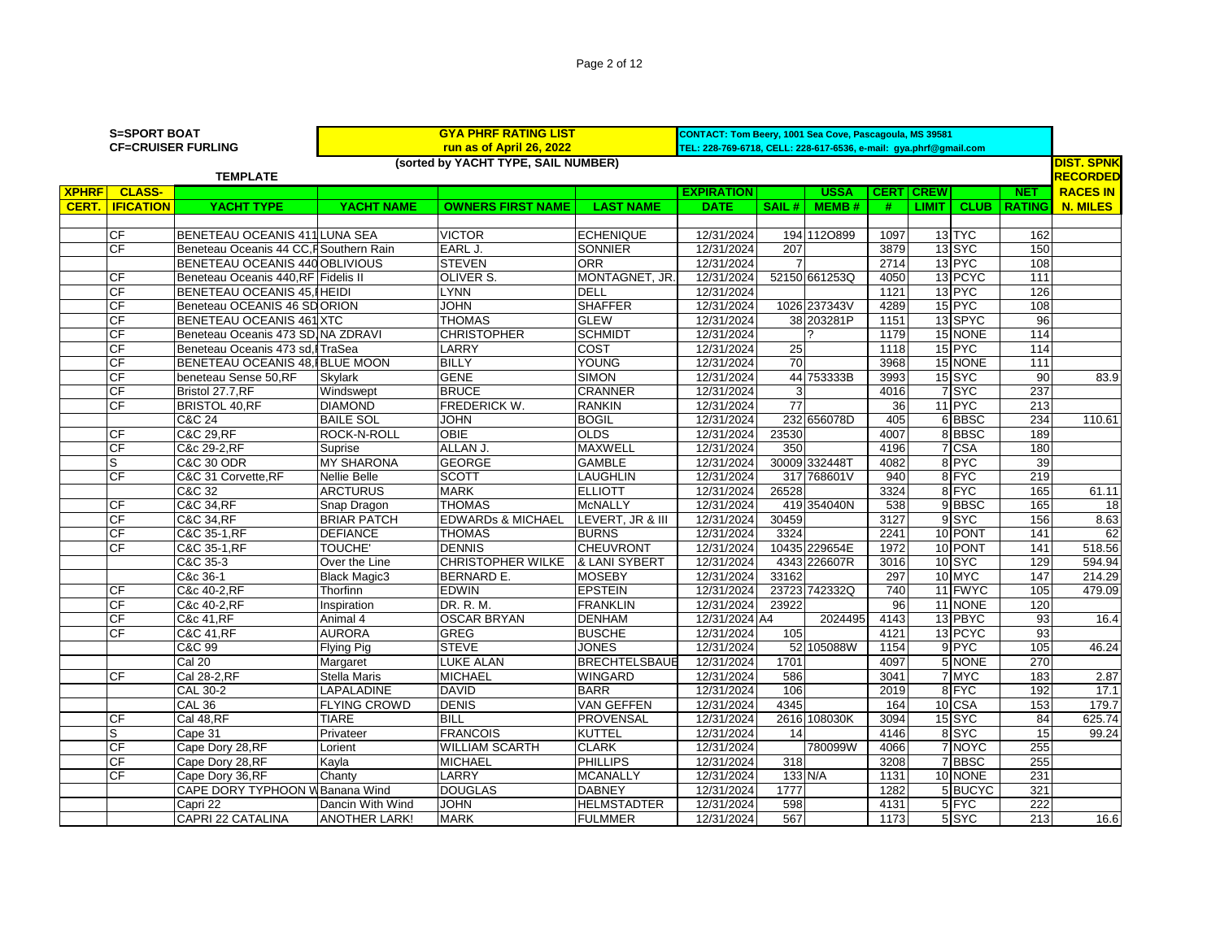**S=SPORT BOAT**
**CF=CRUISER FURLING**

**GYA PHRF RATING LIST**
**run as of April 26, 2022**
**(sorted by YACHT TYPE, SAIL NUMBER)**

**CONTACT: Tom Beery, 1001 Sea Cove, Pascagoula, MS 39581**
**TEL: 228-769-6718, CELL: 228-617-6536, e-mail: gya.phrf@gmail.com**

**TEMPLATE**

| XPHRF CERT. | CLASS-IFICATION | YACHT TYPE | YACHT NAME | OWNERS FIRST NAME | LAST NAME | EXPIRATION DATE | SAIL # | USSA MEMB # | CERT # | CREW LIMIT | CLUB | NET RATING | DIST. SPNK RECORDED RACES IN N. MILES |
|---|---|---|---|---|---|---|---|---|---|---|---|---|---|
| | CF | BENETEAU OCEANIS 411 | LUNA SEA | VICTOR | ECHENIQUE | 12/31/2024 | 194 | 112O899 | 1097 | 13 | TYC | 162 | |
| | CF | Beneteau Oceanis 44 CC,F | Southern Rain | EARL J. | SONNIER | 12/31/2024 | 207 | | 3879 | 13 | SYC | 150 | |
| | | BENETEAU OCEANIS 440 | OBLIVIOUS | STEVEN | ORR | 12/31/2024 | 7 | | 2714 | 13 | PYC | 108 | |
| | CF | Beneteau Oceanis 440,RF | Fidelis II | OLIVER S. | MONTAGNET, JR. | 12/31/2024 | 52150 | 661253Q | 4050 | 13 | PCYC | 111 | |
| | CF | BENETEAU OCEANIS 45,F | HEIDI | LYNN | DELL | 12/31/2024 | | | 1121 | 13 | PYC | 126 | |
| | CF | Beneteau OCEANIS 46 SD | ORION | JOHN | SHAFFER | 12/31/2024 | 1026 | 237343V | 4289 | 15 | PYC | 108 | |
| | CF | BENETEAU OCEANIS 461 | XTC | THOMAS | GLEW | 12/31/2024 | 38 | 203281P | 1151 | 13 | SPYC | 96 | |
| | CF | Beneteau Oceanis 473 SD, | NA ZDRAVI | CHRISTOPHER | SCHMIDT | 12/31/2024 | | ? | 1179 | 15 | NONE | 114 | |
| | CF | Beneteau Oceanis 473 sd,I | TraSea | LARRY | COST | 12/31/2024 | 25 | | 1118 | 15 | PYC | 114 | |
| | CF | BENETEAU OCEANIS 48,I | BLUE MOON | BILLY | YOUNG | 12/31/2024 | 70 | | 3968 | 15 | NONE | 111 | |
| | CF | beneteau Sense 50,RF | Skylark | GENE | SIMON | 12/31/2024 | 44 | 753333B | 3993 | 15 | SYC | 90 | 83.9 |
| | CF | Bristol 27.7,RF | Windswept | BRUCE | CRANNER | 12/31/2024 | 3 | | 4016 | 7 | SYC | 237 | |
| | CF | BRISTOL 40,RF | DIAMOND | FREDERICK W. | RANKIN | 12/31/2024 | 77 | | 36 | 11 | PYC | 213 | |
| | | C&C 24 | BAILE SOL | JOHN | BOGIL | 12/31/2024 | 232 | 656078D | 405 | 6 | BBSC | 234 | 110.61 |
| | CF | C&C 29,RF | ROCK-N-ROLL | OBIE | OLDS | 12/31/2024 | 23530 | | 4007 | 8 | BBSC | 189 | |
| | CF | C&c 29-2,RF | Suprise | ALLAN J. | MAXWELL | 12/31/2024 | 350 | | 4196 | 7 | CSA | 180 | |
| | S | C&C 30 ODR | MY SHARONA | GEORGE | GAMBLE | 12/31/2024 | 30009 | 332448T | 4082 | 8 | PYC | 39 | |
| | CF | C&C 31 Corvette,RF | Nellie Belle | SCOTT | LAUGHLIN | 12/31/2024 | 317 | 768601V | 940 | 8 | FYC | 219 | |
| | | C&C 32 | ARCTURUS | MARK | ELLIOTT | 12/31/2024 | 26528 | | 3324 | 8 | FYC | 165 | 61.11 |
| | CF | C&C 34,RF | Snap Dragon | THOMAS | McNALLY | 12/31/2024 | 419 | 354040N | 538 | 9 | BBSC | 165 | 18 |
| | CF | C&C 34,RF | BRIAR PATCH | EDWARDs & MICHAEL | LEVERT, JR & III | 12/31/2024 | 30459 | | 3127 | 9 | SYC | 156 | 8.63 |
| | CF | C&C 35-1,RF | DEFIANCE | THOMAS | BURNS | 12/31/2024 | 3324 | | 2241 | 10 | PONT | 141 | 62 |
| | CF | C&C 35-1,RF | TOUCHE' | DENNIS | CHEUVRONT | 12/31/2024 | 10435 | 229654E | 1972 | 10 | PONT | 141 | 518.56 |
| | | C&C 35-3 | Over the Line | CHRISTOPHER WILKE | & LANI SYBERT | 12/31/2024 | 4343 | 226607R | 3016 | 10 | SYC | 129 | 594.94 |
| | | C&c 36-1 | Black Magic3 | BERNARD E. | MOSEBY | 12/31/2024 | 33162 | | 297 | 10 | MYC | 147 | 214.29 |
| | CF | C&c 40-2,RF | Thorfinn | EDWIN | EPSTEIN | 12/31/2024 | 23723 | 742332Q | 740 | 11 | FWYC | 105 | 479.09 |
| | CF | C&c 40-2,RF | Inspiration | DR. R. M. | FRANKLIN | 12/31/2024 | 23922 | | 96 | 11 | NONE | 120 | |
| | CF | C&c 41,RF | Animal 4 | OSCAR BRYAN | DENHAM | 12/31/2024 | A4 | 2024495 | 4143 | 13 | PBYC | 93 | 16.4 |
| | CF | C&C 41,RF | AURORA | GREG | BUSCHE | 12/31/2024 | 105 | | 4121 | 13 | PCYC | 93 | |
| | | C&C 99 | Flying Pig | STEVE | JONES | 12/31/2024 | 52 | 105088W | 1154 | 9 | PYC | 105 | 46.24 |
| | | Cal 20 | Margaret | LUKE ALAN | BRECHTELSBAUE | 12/31/2024 | 1701 | | 4097 | 5 | NONE | 270 | |
| | CF | Cal 28-2,RF | Stella Maris | MICHAEL | WINGARD | 12/31/2024 | 586 | | 3041 | 7 | MYC | 183 | 2.87 |
| | | CAL 30-2 | LAPALADINE | DAVID | BARR | 12/31/2024 | 106 | | 2019 | 8 | FYC | 192 | 17.1 |
| | | CAL 36 | FLYING CROWD | DENIS | VAN GEFFEN | 12/31/2024 | 4345 | | 164 | 10 | CSA | 153 | 179.7 |
| | CF | Cal 48,RF | TIARE | BILL | PROVENSAL | 12/31/2024 | 2616 | 108030K | 3094 | 15 | SYC | 84 | 625.74 |
| | S | Cape 31 | Privateer | FRANCOIS | KUTTEL | 12/31/2024 | 14 | | 4146 | 8 | SYC | 15 | 99.24 |
| | CF | Cape Dory 28,RF | Lorient | WILLIAM SCARTH | CLARK | 12/31/2024 | | 780099W | 4066 | 7 | NOYC | 255 | |
| | CF | Cape Dory 28,RF | Kayla | MICHAEL | PHILLIPS | 12/31/2024 | 318 | | 3208 | 7 | BBSC | 255 | |
| | CF | Cape Dory 36,RF | Chanty | LARRY | MCANALLY | 12/31/2024 | 133 | N/A | 1131 | 10 | NONE | 231 | |
| | | CAPE DORY TYPHOON W | Banana Wind | DOUGLAS | DABNEY | 12/31/2024 | 1777 | | 1282 | 5 | BUCYC | 321 | |
| | | Capri 22 | Dancin With Wind | JOHN | HELMSTADTER | 12/31/2024 | 598 | | 4131 | 5 | FYC | 222 | |
| | | CAPRI 22 CATALINA | ANOTHER LARK! | MARK | FULMMER | 12/31/2024 | 567 | | 1173 | 5 | SYC | 213 | 16.6 |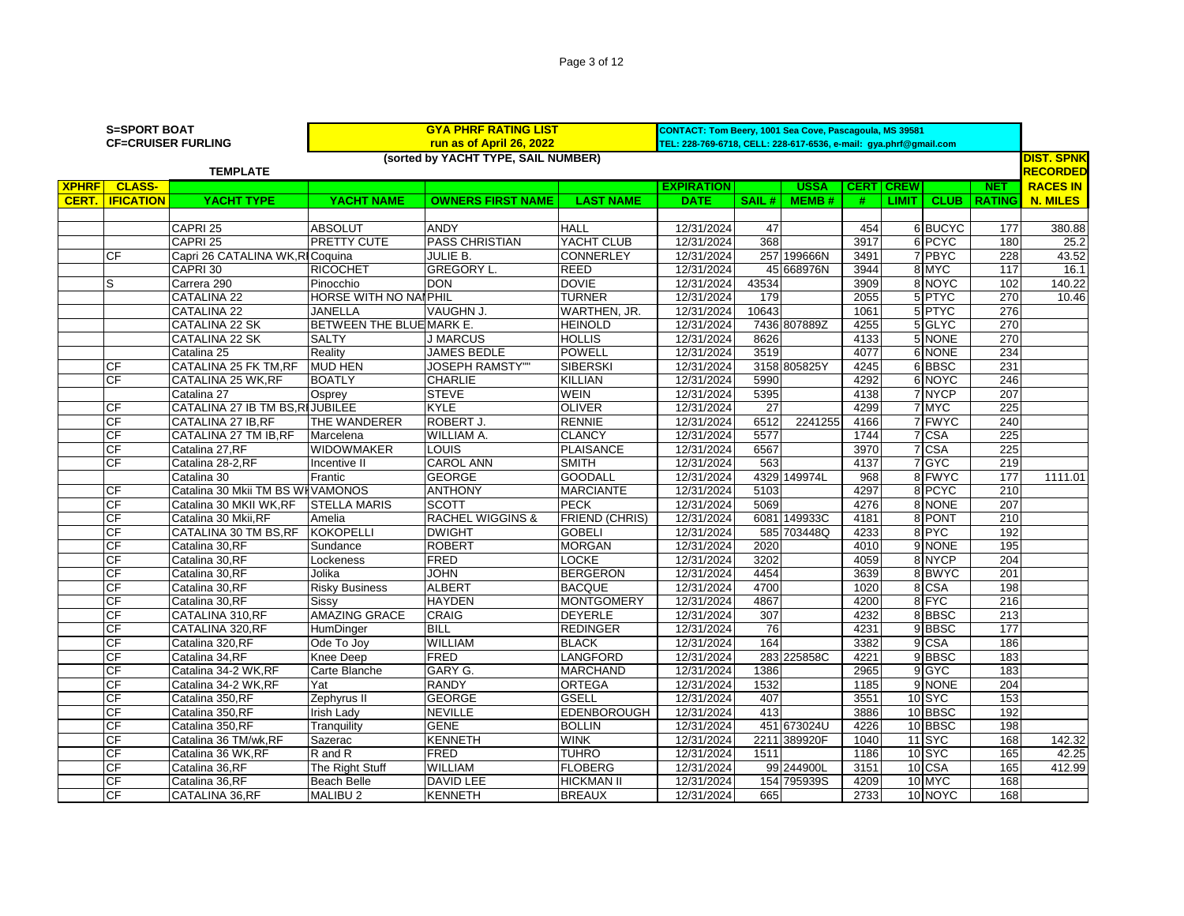S=SPORT BOAT
CF=CRUISER FURLING

**GYA PHRF RATING LIST**
**run as of April 26, 2022**

CONTACT: Tom Beery, 1001 Sea Cove, Pascagoula, MS 39581
TEL: 228-769-6718, CELL: 228-617-6536, e-mail: gya.phrf@gmail.com

**(sorted by YACHT TYPE, SAIL NUMBER)**

TEMPLATE

| XPHRF CERT. | CLASS-IFICATION | YACHT TYPE | YACHT NAME | OWNERS FIRST NAME | LAST NAME | EXPIRATION DATE | SAIL # | USSA MEMB # | CERT # | CREW LIMIT | CLUB | NET RATING | DIST. SPNK RECORDED RACES IN N. MILES |
|---|---|---|---|---|---|---|---|---|---|---|---|---|---|
| | | CAPRI 25 | ABSOLUT | ANDY | HALL | 12/31/2024 | 47 | | 454 | 6 | BUCYC | 177 | 380.88 |
| | | CAPRI 25 | PRETTY CUTE | PASS CHRISTIAN | YACHT CLUB | 12/31/2024 | 368 | | 3917 | 6 | PCYC | 180 | 25.2 |
| | CF | Capri 26 CATALINA WK,RI | Coquina | JULIE B. | CONNERLEY | 12/31/2024 | 257 | 199666N | 3491 | 7 | PBYC | 228 | 43.52 |
| | | CAPRI 30 | RICOCHET | GREGORY L. | REED | 12/31/2024 | 45 | 668976N | 3944 | 8 | MYC | 117 | 16.1 |
| | S | Carrera 290 | Pinocchio | DON | DOVIE | 12/31/2024 | 43534 | | 3909 | 8 | NOYC | 102 | 140.22 |
| | | CATALINA 22 | HORSE WITH NO NAI | PHIL | TURNER | 12/31/2024 | 179 | | 2055 | 5 | PTYC | 270 | 10.46 |
| | | CATALINA 22 | JANELLA | VAUGHN J. | WARTHEN, JR. | 12/31/2024 | 10643 | | 1061 | 5 | PTYC | 276 | |
| | | CATALINA 22 SK | BETWEEN THE BLUE | MARK E. | HEINOLD | 12/31/2024 | 7436 | 807889Z | 4255 | 5 | GLYC | 270 | |
| | | CATALINA 22 SK | SALTY | J MARCUS | HOLLIS | 12/31/2024 | 8626 | | 4133 | 5 | NONE | 270 | |
| | | Catalina 25 | Reality | JAMES BEDLE | POWELL | 12/31/2024 | 3519 | | 4077 | 6 | NONE | 234 | |
| | CF | CATALINA 25 FK TM,RF | MUD HEN | JOSEPH RAMSTY"" | SIBERSKI | 12/31/2024 | 3158 | 805825Y | 4245 | 6 | BBSC | 231 | |
| | CF | CATALINA 25 WK,RF | BOATLY | CHARLIE | KILLIAN | 12/31/2024 | 5990 | | 4292 | 6 | NOYC | 246 | |
| | | Catalina 27 | Osprey | STEVE | WEIN | 12/31/2024 | 5395 | | 4138 | 7 | NYCP | 207 | |
| | CF | CATALINA 27 IB TM BS,RI | JUBILEE | KYLE | OLIVER | 12/31/2024 | 27 | | 4299 | 7 | MYC | 225 | |
| | CF | CATALINA 27 IB,RF | THE WANDERER | ROBERT J. | RENNIE | 12/31/2024 | 6512 | 2241255 | 4166 | 7 | FWYC | 240 | |
| | CF | CATALINA 27 TM IB,RF | Marcelena | WILLIAM A. | CLANCY | 12/31/2024 | 5577 | | 1744 | 7 | CSA | 225 | |
| | CF | Catalina 27,RF | WIDOWMAKER | LOUIS | PLAISANCE | 12/31/2024 | 6567 | | 3970 | 7 | CSA | 225 | |
| | CF | Catalina 28-2,RF | Incentive II | CAROL ANN | SMITH | 12/31/2024 | 563 | | 4137 | 7 | GYC | 219 | |
| | | Catalina 30 | Frantic | GEORGE | GOODALL | 12/31/2024 | 4329 | 149974L | 968 | 8 | FWYC | 177 | 1111.01 |
| | CF | Catalina 30 Mkii TM BS WI | VAMONOS | ANTHONY | MARCIANTE | 12/31/2024 | 5103 | | 4297 | 8 | PCYC | 210 | |
| | CF | Catalina 30 MKII WK,RF | STELLA MARIS | SCOTT | PECK | 12/31/2024 | 5069 | | 4276 | 8 | NONE | 207 | |
| | CF | Catalina 30 Mkii,RF | Amelia | RACHEL WIGGINS & | FRIEND (CHRIS) | 12/31/2024 | 6081 | 149933C | 4181 | 8 | PONT | 210 | |
| | CF | CATALINA 30 TM BS,RF | KOKOPELLI | DWIGHT | GOBELI | 12/31/2024 | 585 | 703448Q | 4233 | 8 | PYC | 192 | |
| | CF | Catalina 30,RF | Sundance | ROBERT | MORGAN | 12/31/2024 | 2020 | | 4010 | 9 | NONE | 195 | |
| | CF | Catalina 30,RF | Lockeness | FRED | LOCKE | 12/31/2024 | 3202 | | 4059 | 8 | NYCP | 204 | |
| | CF | Catalina 30,RF | Jolika | JOHN | BERGERON | 12/31/2024 | 4454 | | 3639 | 8 | BWYC | 201 | |
| | CF | Catalina 30,RF | Risky Business | ALBERT | BACQUE | 12/31/2024 | 4700 | | 1020 | 8 | CSA | 198 | |
| | CF | Catalina 30,RF | Sissy | HAYDEN | MONTGOMERY | 12/31/2024 | 4867 | | 4200 | 8 | FYC | 216 | |
| | CF | CATALINA 310,RF | AMAZING GRACE | CRAIG | DEYERLE | 12/31/2024 | 307 | | 4232 | 8 | BBSC | 213 | |
| | CF | CATALINA 320,RF | HumDinger | BILL | REDINGER | 12/31/2024 | 76 | | 4231 | 9 | BBSC | 177 | |
| | CF | Catalina 320,RF | Ode To Joy | WILLIAM | BLACK | 12/31/2024 | 164 | | 3382 | 9 | CSA | 186 | |
| | CF | Catalina 34,RF | Knee Deep | FRED | LANGFORD | 12/31/2024 | 283 | 225858C | 4221 | 9 | BBSC | 183 | |
| | CF | Catalina 34-2 WK,RF | Carte Blanche | GARY G. | MARCHAND | 12/31/2024 | 1386 | | 2965 | 9 | GYC | 183 | |
| | CF | Catalina 34-2 WK,RF | Yat | RANDY | ORTEGA | 12/31/2024 | 1532 | | 1185 | 9 | NONE | 204 | |
| | CF | Catalina 350,RF | Zephyrus II | GEORGE | GSELL | 12/31/2024 | 407 | | 3551 | 10 | SYC | 153 | |
| | CF | Catalina 350,RF | Irish Lady | NEVILLE | EDENBOROUGH | 12/31/2024 | 413 | | 3886 | 10 | BBSC | 192 | |
| | CF | Catalina 350,RF | Tranquility | GENE | BOLLIN | 12/31/2024 | 451 | 673024U | 4226 | 10 | BBSC | 198 | |
| | CF | Catalina 36 TM/wk,RF | Sazerac | KENNETH | WINK | 12/31/2024 | 2211 | 389920F | 1040 | 11 | SYC | 168 | 142.32 |
| | CF | Catalina 36 WK,RF | R and R | FRED | TUHRO | 12/31/2024 | 1511 | | 1186 | 10 | SYC | 165 | 42.25 |
| | CF | Catalina 36,RF | The Right Stuff | WILLIAM | FLOBERG | 12/31/2024 | 99 | 244900L | 3151 | 10 | CSA | 165 | 412.99 |
| | CF | Catalina 36,RF | Beach Belle | DAVID LEE | HICKMAN II | 12/31/2024 | 154 | 795939S | 4209 | 10 | MYC | 168 | |
| | CF | CATALINA 36,RF | MALIBU 2 | KENNETH | BREAUX | 12/31/2024 | 665 | | 2733 | 10 | NOYC | 168 | |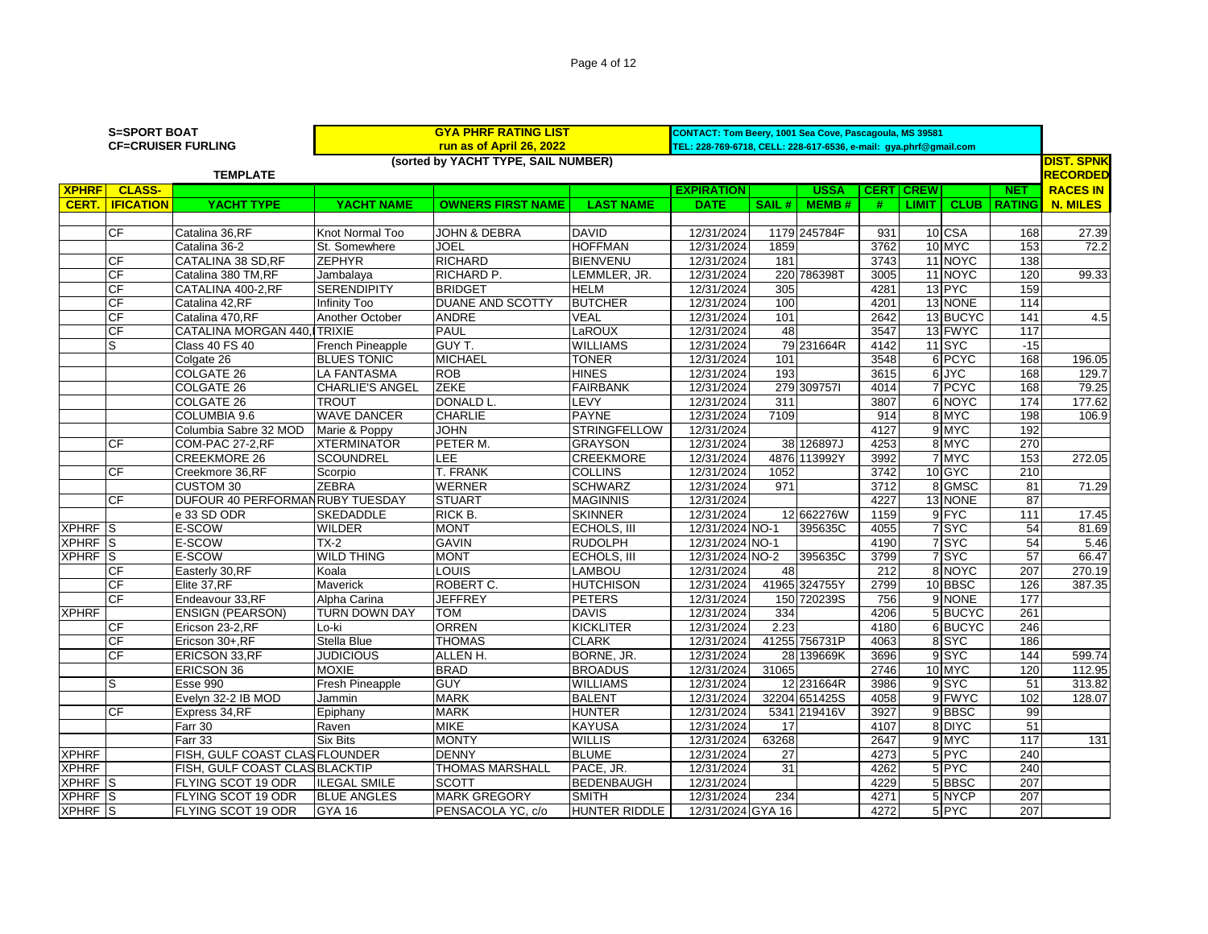S=SPORT BOAT
CF=CRUISER FURLING

TEMPLATE

**GYA PHRF RATING LIST**
**run as of April 26, 2022**
**(sorted by YACHT TYPE, SAIL NUMBER)**

**CONTACT: Tom Beery, 1001 Sea Cove, Pascagoula, MS 39581**
**TEL: 228-769-6718, CELL: 228-617-6536, e-mail: gya.phrf@gmail.com**

| XPHRF CERT. | CLASS-IFICATION | YACHT TYPE | YACHT NAME | OWNERS FIRST NAME | LAST NAME | EXPIRATION DATE | SAIL # | USSA MEMB # | CERT # | CREW LIMIT | CLUB | NET RATING | DIST. SPNK RECORDED RACES IN N. MILES |
|---|---|---|---|---|---|---|---|---|---|---|---|---|---|
| | CF | Catalina 36,RF | Knot Normal Too | JOHN & DEBRA | DAVID | 12/31/2024 | 1179 | 245784F | 931 | 10 | CSA | 168 | 27.39 |
| | | Catalina 36-2 | St. Somewhere | JOEL | HOFFMAN | 12/31/2024 | 1859 | | 3762 | 10 | MYC | 153 | 72.2 |
| | CF | CATALINA 38 SD,RF | ZEPHYR | RICHARD | BIENVENU | 12/31/2024 | 181 | | 3743 | 11 | NOYC | 138 | |
| | CF | Catalina 380 TM,RF | Jambalaya | RICHARD P. | LEMMLER, JR. | 12/31/2024 | 220 | 786398T | 3005 | 11 | NOYC | 120 | 99.33 |
| | CF | CATALINA 400-2,RF | SERENDIPITY | BRIDGET | HELM | 12/31/2024 | 305 | | 4281 | 13 | PYC | 159 | |
| | CF | Catalina 42,RF | Infinity Too | DUANE AND SCOTTY | BUTCHER | 12/31/2024 | 100 | | 4201 | 13 | NONE | 114 | |
| | CF | Catalina 470,RF | Another October | ANDRE | VEAL | 12/31/2024 | 101 | | 2642 | 13 | BUCYC | 141 | 4.5 |
| | CF | CATALINA MORGAN 440,I | TRIXIE | PAUL | LaROUX | 12/31/2024 | 48 | | 3547 | 13 | FWYC | 117 | |
| | S | Class 40 FS 40 | French Pineapple | GUY T. | WILLIAMS | 12/31/2024 | 79 | 231664R | 4142 | 11 | SYC | -15 | |
| | | Colgate 26 | BLUES TONIC | MICHAEL | TONER | 12/31/2024 | 101 | | 3548 | 6 | PCYC | 168 | 196.05 |
| | | COLGATE 26 | LA FANTASMA | ROB | HINES | 12/31/2024 | 193 | | 3615 | 6 | JYC | 168 | 129.7 |
| | | COLGATE 26 | CHARLIE'S ANGEL | ZEKE | FAIRBANK | 12/31/2024 | 279 | 309757I | 4014 | 7 | PCYC | 168 | 79.25 |
| | | COLGATE 26 | TROUT | DONALD L. | LEVY | 12/31/2024 | 311 | | 3807 | 6 | NOYC | 174 | 177.62 |
| | | COLUMBIA 9.6 | WAVE DANCER | CHARLIE | PAYNE | 12/31/2024 | 7109 | | 914 | 8 | MYC | 198 | 106.9 |
| | | Columbia Sabre 32 MOD | Marie & Poppy | JOHN | STRINGFELLOW | 12/31/2024 | | | 4127 | 9 | MYC | 192 | |
| | CF | COM-PAC 27-2,RF | XTERMINATOR | PETER M. | GRAYSON | 12/31/2024 | 38 | 126897J | 4253 | 8 | MYC | 270 | |
| | | CREEKMORE 26 | SCOUNDREL | LEE | CREEKMORE | 12/31/2024 | 4876 | 113992Y | 3992 | 7 | MYC | 153 | 272.05 |
| | CF | Creekmore 36,RF | Scorpio | T. FRANK | COLLINS | 12/31/2024 | 1052 | | 3742 | 10 | GYC | 210 | |
| | | CUSTOM 30 | ZEBRA | WERNER | SCHWARZ | 12/31/2024 | 971 | | 3712 | 8 | GMSC | 81 | 71.29 |
| | CF | DUFOUR 40 PERFORMAN | RUBY TUESDAY | STUART | MAGINNIS | 12/31/2024 | | | 4227 | 13 | NONE | 87 | |
| | | e 33 SD ODR | SKEDADDLE | RICK B. | SKINNER | 12/31/2024 | 12 | 662276W | 1159 | 9 | FYC | 111 | 17.45 |
| XPHRF | S | E-SCOW | WILDER | MONT | ECHOLS, III | 12/31/2024 | NO-1 | 395635C | 4055 | 7 | SYC | 54 | 81.69 |
| XPHRF | S | E-SCOW | TX-2 | GAVIN | RUDOLPH | 12/31/2024 | NO-1 | | 4190 | 7 | SYC | 54 | 5.46 |
| XPHRF | S | E-SCOW | WILD THING | MONT | ECHOLS, III | 12/31/2024 | NO-2 | 395635C | 3799 | 7 | SYC | 57 | 66.47 |
| | CF | Easterly 30,RF | Koala | LOUIS | LAMBOU | 12/31/2024 | 48 | | 212 | 8 | NOYC | 207 | 270.19 |
| | CF | Elite 37,RF | Maverick | ROBERT C. | HUTCHISON | 12/31/2024 | 41965 | 324755Y | 2799 | 10 | BBSC | 126 | 387.35 |
| | CF | Endeavour 33,RF | Alpha Carina | JEFFREY | PETERS | 12/31/2024 | 150 | 720239S | 756 | 9 | NONE | 177 | |
| XPHRF | | ENSIGN (PEARSON) | TURN DOWN DAY | TOM | DAVIS | 12/31/2024 | 334 | | 4206 | 5 | BUCYC | 261 | |
| | CF | Ericson 23-2,RF | Lo-ki | ORREN | KICKLITER | 12/31/2024 | 2.23 | | 4180 | 6 | BUCYC | 246 | |
| | CF | Ericson 30+,RF | Stella Blue | THOMAS | CLARK | 12/31/2024 | 41255 | 756731P | 4063 | 8 | SYC | 186 | |
| | CF | ERICSON 33,RF | JUDICIOUS | ALLEN H. | BORNE, JR. | 12/31/2024 | 28 | 139669K | 3696 | 9 | SYC | 144 | 599.74 |
| | | ERICSON 36 | MOXIE | BRAD | BROADUS | 12/31/2024 | 31065 | | 2746 | 10 | MYC | 120 | 112.95 |
| | S | Esse 990 | Fresh Pineapple | GUY | WILLIAMS | 12/31/2024 | 12 | 231664R | 3986 | 9 | SYC | 51 | 313.82 |
| | | Evelyn 32-2 IB MOD | Jammin | MARK | BALENT | 12/31/2024 | 32204 | 651425S | 4058 | 9 | FWYC | 102 | 128.07 |
| | CF | Express 34,RF | Epiphany | MARK | HUNTER | 12/31/2024 | 5341 | 219416V | 3927 | 9 | BBSC | 99 | |
| | | Farr 30 | Raven | MIKE | KAYUSA | 12/31/2024 | 17 | | 4107 | 8 | DIYC | 51 | |
| | | Farr 33 | Six Bits | MONTY | WILLIS | 12/31/2024 | 63268 | | 2647 | 9 | MYC | 117 | 131 |
| XPHRF | | FISH, GULF COAST CLAS | FLOUNDER | DENNY | BLUME | 12/31/2024 | 27 | | 4273 | 5 | PYC | 240 | |
| XPHRF | | FISH, GULF COAST CLAS | BLACKTIP | THOMAS MARSHALL | PACE, JR. | 12/31/2024 | 31 | | 4262 | 5 | PYC | 240 | |
| XPHRF | S | FLYING SCOT 19 ODR | ILEGAL SMILE | SCOTT | BEDENBAUGH | 12/31/2024 | | | 4229 | 5 | BBSC | 207 | |
| XPHRF | S | FLYING SCOT 19 ODR | BLUE ANGLES | MARK GREGORY | SMITH | 12/31/2024 | 234 | | 4271 | 5 | NYCP | 207 | |
| XPHRF | S | FLYING SCOT 19 ODR | GYA 16 | PENSACOLA YC, c/o | HUNTER RIDDLE | 12/31/2024 | GYA 16 | | 4272 | 5 | PYC | 207 | |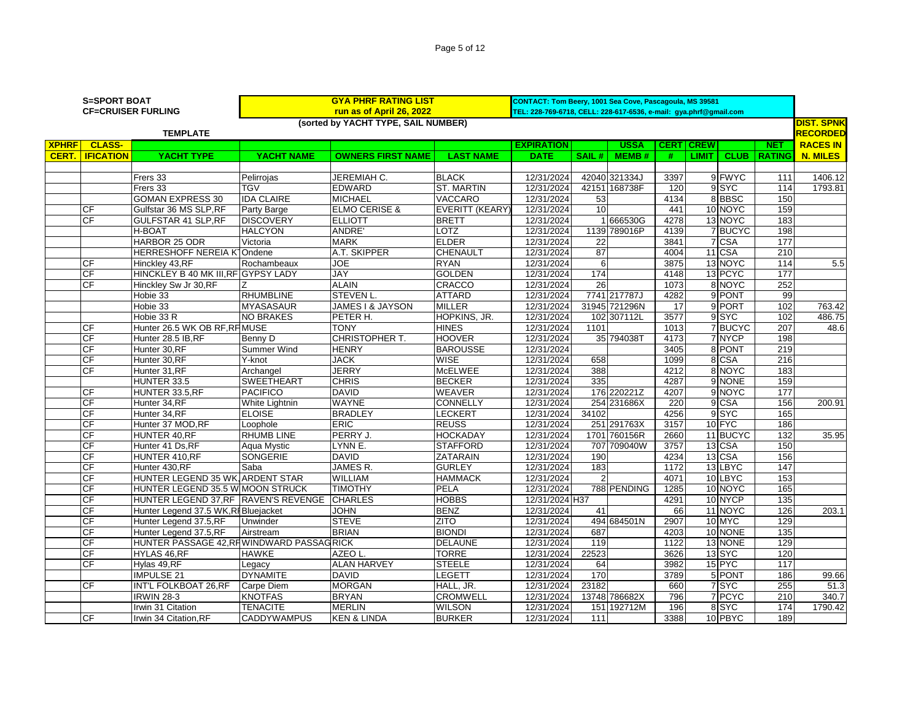**S=SPORT BOAT**
**CF=CRUISER FURLING**

**GYA PHRF RATING LIST**
**run as of April 26, 2022**
**(sorted by YACHT TYPE, SAIL NUMBER)**

**CONTACT: Tom Beery, 1001 Sea Cove, Pascagoula, MS 39581**
**TEL: 228-769-6718, CELL: 228-617-6536, e-mail: gya.phrf@gmail.com**

**TEMPLATE**

| XPHRF CERT. | CLASS-IFICATION | YACHT TYPE | YACHT NAME | OWNERS FIRST NAME | LAST NAME | EXPIRATION DATE | SAIL # | USSA MEMB # | CERT # | CREW LIMIT | CLUB | NET RATING | DIST. SPNK RECORDED RACES IN N. MILES |
|---|---|---|---|---|---|---|---|---|---|---|---|---|---|
| | | Frers 33 | Pelirrojas | JEREMIAH C. | BLACK | 12/31/2024 | 42040 | 321334J | 3397 | 9 | FWYC | 111 | 1406.12 |
| | | Frers 33 | TGV | EDWARD | ST. MARTIN | 12/31/2024 | 42151 | 168738F | 120 | 9 | SYC | 114 | 1793.81 |
| | | GOMAN EXPRESS 30 | IDA CLAIRE | MICHAEL | VACCARO | 12/31/2024 | 53 | | 4134 | 8 | BBSC | 150 | |
| | CF | Gulfstar 36 MS SLP,RF | Party Barge | ELMO CERISE & | EVERITT (KEARY) | 12/31/2024 | 10 | | 441 | 10 | NOYC | 159 | |
| | CF | GULFSTAR 41 SLP,RF | DISCOVERY | ELLIOTT | BRETT | 12/31/2024 | 1 | 666530G | 4278 | 13 | NOYC | 183 | |
| | | H-BOAT | HALCYON | ANDRE' | LOTZ | 12/31/2024 | 1139 | 789016P | 4139 | 7 | BUCYC | 198 | |
| | | HARBOR 25 ODR | Victoria | MARK | ELDER | 12/31/2024 | 22 | | 3841 | 7 | CSA | 177 | |
| | | HERRESHOFF NEREIA K | Ondene | A.T. SKIPPER | CHENAULT | 12/31/2024 | 87 | | 4004 | 11 | CSA | 210 | |
| | CF | Hinckley 43,RF | Rochambeaux | JOE | RYAN | 12/31/2024 | 6 | | 3875 | 13 | NOYC | 114 | 5.5 |
| | CF | HINCKLEY B 40 MK III,RF | GYPSY LADY | JAY | GOLDEN | 12/31/2024 | 174 | | 4148 | 13 | PCYC | 177 | |
| | CF | Hinckley Sw Jr 30,RF | Z | ALAIN | CRACCO | 12/31/2024 | 26 | | 1073 | 8 | NOYC | 252 | |
| | | Hobie 33 | RHUMBLINE | STEVEN L. | ATTARD | 12/31/2024 | 7741 | 217787J | 4282 | 9 | PONT | 99 | |
| | | Hobie 33 | MYASASAUR | JAMES I & JAYSON | MILLER | 12/31/2024 | 31945 | 721296N | 17 | 9 | PORT | 102 | 763.42 |
| | | Hobie 33 R | NO BRAKES | PETER H. | HOPKINS, JR. | 12/31/2024 | 102 | 307112L | 3577 | 9 | SYC | 102 | 486.75 |
| | CF | Hunter 26.5 WK OB RF,RF | MUSE | TONY | HINES | 12/31/2024 | 1101 | | 1013 | 7 | BUCYC | 207 | 48.6 |
| | CF | Hunter 28.5 IB,RF | Benny D | CHRISTOPHER T. | HOOVER | 12/31/2024 | 35 | 794038T | 4173 | 7 | NYCP | 198 | |
| | CF | Hunter 30,RF | Summer Wind | HENRY | BAROUSSE | 12/31/2024 | | | 3405 | 8 | PONT | 219 | |
| | CF | Hunter 30,RF | Y-knot | JACK | WISE | 12/31/2024 | 658 | | 1099 | 8 | CSA | 216 | |
| | CF | Hunter 31,RF | Archangel | JERRY | McELWEE | 12/31/2024 | 388 | | 4212 | 8 | NOYC | 183 | |
| | | HUNTER 33.5 | SWEETHEART | CHRIS | BECKER | 12/31/2024 | 335 | | 4287 | 9 | NONE | 159 | |
| | CF | HUNTER 33.5,RF | PACIFICO | DAVID | WEAVER | 12/31/2024 | 176 | 220221Z | 4207 | 9 | NOYC | 177 | |
| | CF | Hunter 34,RF | White Lightnin | WAYNE | CONNELLY | 12/31/2024 | 254 | 231686X | 220 | 9 | CSA | 156 | 200.91 |
| | CF | Hunter 34,RF | ELOISE | BRADLEY | LECKERT | 12/31/2024 | 34102 | | 4256 | 9 | SYC | 165 | |
| | CF | Hunter 37 MOD,RF | Loophole | ERIC | REUSS | 12/31/2024 | 251 | 291763X | 3157 | 10 | FYC | 186 | |
| | CF | HUNTER 40,RF | RHUMB LINE | PERRY J. | HOCKADAY | 12/31/2024 | 1701 | 760156R | 2660 | 11 | BUCYC | 132 | 35.95 |
| | CF | Hunter 41 Ds,RF | Aqua Mystic | LYNN E. | STAFFORD | 12/31/2024 | 707 | 709040W | 3757 | 13 | CSA | 150 | |
| | CF | HUNTER 410,RF | SONGERIE | DAVID | ZATARAIN | 12/31/2024 | 190 | | 4234 | 13 | CSA | 156 | |
| | CF | Hunter 430,RF | Saba | JAMES R. | GURLEY | 12/31/2024 | 183 | | 1172 | 13 | LBYC | 147 | |
| | CF | HUNTER LEGEND 35 WK | ARDENT STAR | WILLIAM | HAMMACK | 12/31/2024 | 2 | | 4071 | 10 | LBYC | 153 | |
| | CF | HUNTER LEGEND 35.5 W | MOON STRUCK | TIMOTHY | PELA | 12/31/2024 | 788 | PENDING | 1285 | 10 | NOYC | 165 | |
| | CF | HUNTER LEGEND 37,RF | RAVEN'S REVENGE | CHARLES | HOBBS | 12/31/2024 | H37 | | 4291 | 10 | NYCP | 135 | |
| | CF | Hunter Legend 37.5 WK,RF | Bluejacket | JOHN | BENZ | 12/31/2024 | 41 | | 66 | 11 | NOYC | 126 | 203.1 |
| | CF | Hunter Legend 37.5,RF | Unwinder | STEVE | ZITO | 12/31/2024 | 494 | 684501N | 2907 | 10 | MYC | 129 | |
| | CF | Hunter Legend 37.5,RF | Airstream | BRIAN | BIONDI | 12/31/2024 | 687 | | 4203 | 10 | NONE | 135 | |
| | CF | HUNTER PASSAGE 42,RF | WINDWARD PASSAGE | RICK | DELAUNE | 12/31/2024 | 119 | | 1122 | 13 | NONE | 129 | |
| | CF | HYLAS 46,RF | HAWKE | AZEO L. | TORRE | 12/31/2024 | 22523 | | 3626 | 13 | SYC | 120 | |
| | CF | Hylas 49,RF | Legacy | ALAN HARVEY | STEELE | 12/31/2024 | 64 | | 3982 | 15 | PYC | 117 | |
| | | IMPULSE 21 | DYNAMITE | DAVID | LEGETT | 12/31/2024 | 170 | | 3789 | 5 | PONT | 186 | 99.66 |
| | CF | INT'L FOLKBOAT 26,RF | Carpe Diem | MORGAN | HALL, JR. | 12/31/2024 | 23182 | | 660 | 7 | SYC | 255 | 51.3 |
| | | IRWIN 28-3 | KNOTFAS | BRYAN | CROMWELL | 12/31/2024 | 13748 | 786682X | 796 | 7 | PCYC | 210 | 340.7 |
| | | Irwin 31 Citation | TENACITE | MERLIN | WILSON | 12/31/2024 | 151 | 192712M | 196 | 8 | SYC | 174 | 1790.42 |
| | CF | Irwin 34 Citation,RF | CADDYWAMPUS | KEN & LINDA | BURKER | 12/31/2024 | 111 | | 3388 | 10 | PBYC | 189 | |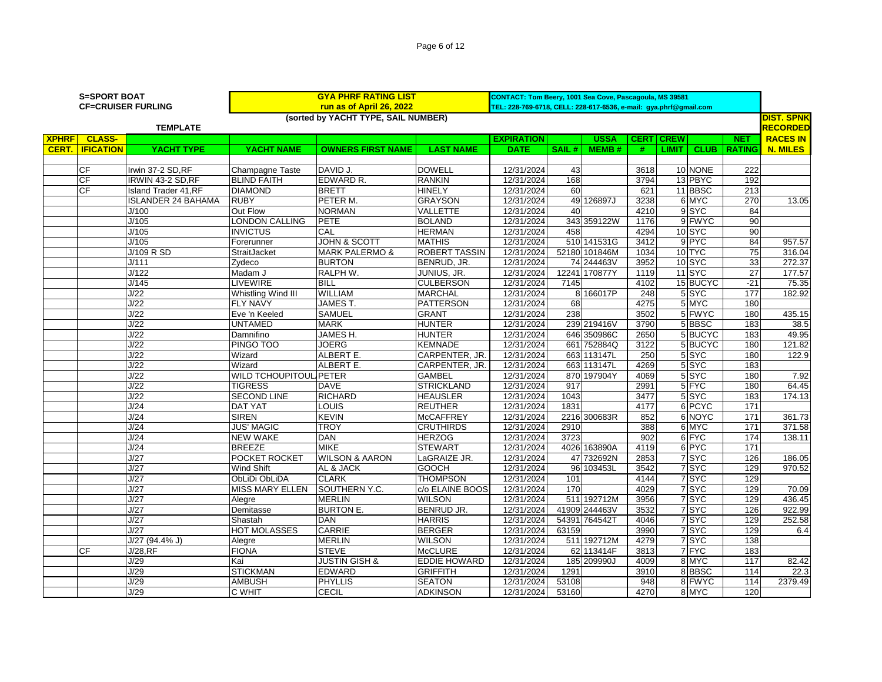S=SPORT BOAT
CF=CRUISER FURLING

**GYA PHRF RATING LIST**
**run as of April 26, 2022**
**(sorted by YACHT TYPE, SAIL NUMBER)**

CONTACT: Tom Beery, 1001 Sea Cove, Pascagoula, MS 39581
TEL: 228-769-6718, CELL: 228-617-6536, e-mail: gya.phrf@gmail.com

TEMPLATE

| XPHRF CERT. | CLASS- IFICATION | YACHT TYPE | YACHT NAME | OWNERS FIRST NAME | LAST NAME | EXPIRATION DATE | SAIL # | USSA MEMB # | CERT # | CREW LIMIT | CLUB | NET RATING | DIST. SPNK RECORDED RACES IN N. MILES |
|---|---|---|---|---|---|---|---|---|---|---|---|---|---|
| | CF | Irwin 37-2 SD,RF | Champagne Taste | DAVID J. | DOWELL | 12/31/2024 | 43 | | 3618 | 10 | NONE | 222 | |
| | CF | IRWIN 43-2 SD,RF | BLIND FAITH | EDWARD R. | RANKIN | 12/31/2024 | 168 | | 3794 | 13 | PBYC | 192 | |
| | CF | Island Trader 41,RF | DIAMOND | BRETT | HINELY | 12/31/2024 | 60 | | 621 | 11 | BBSC | 213 | |
| | | ISLANDER 24 BAHAMA | RUBY | PETER M. | GRAYSON | 12/31/2024 | 49 | 126897J | 3238 | 6 | MYC | 270 | 13.05 |
| | | J/100 | Out Flow | NORMAN | VALLETTE | 12/31/2024 | 40 | | 4210 | 9 | SYC | 84 | |
| | | J/105 | LONDON CALLING | PETE | BOLAND | 12/31/2024 | 343 | 359122W | 1176 | 9 | FWYC | 90 | |
| | | J/105 | INVICTUS | CAL | HERMAN | 12/31/2024 | 458 | | 4294 | 10 | SYC | 90 | |
| | | J/105 | Forerunner | JOHN & SCOTT | MATHIS | 12/31/2024 | 510 | 141531G | 3412 | 9 | PYC | 84 | 957.57 |
| | | J/109 R SD | StraitJacket | MARK PALERMO & | ROBERT TASSIN | 12/31/2024 | 52180 | 101846M | 1034 | 10 | TYC | 75 | 316.04 |
| | | J/111 | Zydeco | BURTON | BENRUD, JR. | 12/31/2024 | 74 | 244463V | 3952 | 10 | SYC | 33 | 272.37 |
| | | J/122 | Madam J | RALPH W. | JUNIUS, JR. | 12/31/2024 | 12241 | 170877Y | 1119 | 11 | SYC | 27 | 177.57 |
| | | J/145 | LIVEWIRE | BILL | CULBERSON | 12/31/2024 | 7145 | | 4102 | 15 | BUCYC | -21 | 75.35 |
| | | J/22 | Whistling Wind III | WILLIAM | MARCHAL | 12/31/2024 | 8 | 166017P | 248 | 5 | SYC | 177 | 182.92 |
| | | J/22 | FLY NAVY | JAMES T. | PATTERSON | 12/31/2024 | 68 | | 4275 | 5 | MYC | 180 | |
| | | J/22 | Eve 'n Keeled | SAMUEL | GRANT | 12/31/2024 | 238 | | 3502 | 5 | FWYC | 180 | 435.15 |
| | | J/22 | UNTAMED | MARK | HUNTER | 12/31/2024 | 239 | 219416V | 3790 | 5 | BBSC | 183 | 38.5 |
| | | J/22 | Damnifino | JAMES H. | HUNTER | 12/31/2024 | 646 | 350986C | 2650 | 5 | BUCYC | 183 | 49.95 |
| | | J/22 | PINGO TOO | JOERG | KEMNADE | 12/31/2024 | 661 | 752884Q | 3122 | 5 | BUCYC | 180 | 121.82 |
| | | J/22 | Wizard | ALBERT E. | CARPENTER, JR. | 12/31/2024 | 663 | 113147L | 250 | 5 | SYC | 180 | 122.9 |
| | | J/22 | Wizard | ALBERT E. | CARPENTER, JR. | 12/31/2024 | 663 | 113147L | 4269 | 5 | SYC | 183 | |
| | | J/22 | WILD TCHOUPITOUL | PETER | GAMBEL | 12/31/2024 | 870 | 197904Y | 4069 | 5 | SYC | 180 | 7.92 |
| | | J/22 | TIGRESS | DAVE | STRICKLAND | 12/31/2024 | 917 | | 2991 | 5 | FYC | 180 | 64.45 |
| | | J/22 | SECOND LINE | RICHARD | HEAUSLER | 12/31/2024 | 1043 | | 3477 | 5 | SYC | 183 | 174.13 |
| | | J/24 | DAT YAT | LOUIS | REUTHER | 12/31/2024 | 1831 | | 4177 | 6 | PCYC | 171 | |
| | | J/24 | SIREN | KEVIN | McCAFFREY | 12/31/2024 | 2216 | 300683R | 852 | 6 | NOYC | 171 | 361.73 |
| | | J/24 | JUS' MAGIC | TROY | CRUTHIRDS | 12/31/2024 | 2910 | | 388 | 6 | MYC | 171 | 371.58 |
| | | J/24 | NEW WAKE | DAN | HERZOG | 12/31/2024 | 3723 | | 902 | 6 | FYC | 174 | 138.11 |
| | | J/24 | BREEZE | MIKE | STEWART | 12/31/2024 | 4026 | 163890A | 4119 | 6 | PYC | 171 | |
| | | J/27 | POCKET ROCKET | WILSON & AARON | LaGRAIZE JR. | 12/31/2024 | 47 | 732692N | 2853 | 7 | SYC | 126 | 186.05 |
| | | J/27 | Wind Shift | AL & JACK | GOOCH | 12/31/2024 | 96 | 103453L | 3542 | 7 | SYC | 129 | 970.52 |
| | | J/27 | ObLiDi ObLiDA | CLARK | THOMPSON | 12/31/2024 | 101 | | 4144 | 7 | SYC | 129 | |
| | | J/27 | MISS MARY ELLEN | SOUTHERN Y.C. | c/o ELAINE BOOS | 12/31/2024 | 170 | | 4029 | 7 | SYC | 129 | 70.09 |
| | | J/27 | Alegre | MERLIN | WILSON | 12/31/2024 | 511 | 192712M | 3956 | 7 | SYC | 129 | 436.45 |
| | | J/27 | Demitasse | BURTON E. | BENRUD JR. | 12/31/2024 | 41909 | 244463V | 3532 | 7 | SYC | 126 | 922.99 |
| | | J/27 | Shastah | DAN | HARRIS | 12/31/2024 | 54391 | 764542T | 4046 | 7 | SYC | 129 | 252.58 |
| | | J/27 | HOT MOLASSES | CARRIE | BERGER | 12/31/2024 | 63159 | | 3990 | 7 | SYC | 129 | 6.4 |
| | | J/27 (94.4% J) | Alegre | MERLIN | WILSON | 12/31/2024 | 511 | 192712M | 4279 | 7 | SYC | 138 | |
| | CF | J/28,RF | FIONA | STEVE | McCLURE | 12/31/2024 | 62 | 113414F | 3813 | 7 | FYC | 183 | |
| | | J/29 | Kai | JUSTIN GISH & | EDDIE HOWARD | 12/31/2024 | 185 | 209990J | 4009 | 8 | MYC | 117 | 82.42 |
| | | J/29 | STICKMAN | EDWARD | GRIFFITH | 12/31/2024 | 1291 | | 3910 | 8 | BBSC | 114 | 22.3 |
| | | J/29 | AMBUSH | PHYLLIS | SEATON | 12/31/2024 | 53108 | | 948 | 8 | FWYC | 114 | 2379.49 |
| | | J/29 | C WHIT | CECIL | ADKINSON | 12/31/2024 | 53160 | | 4270 | 8 | MYC | 120 | |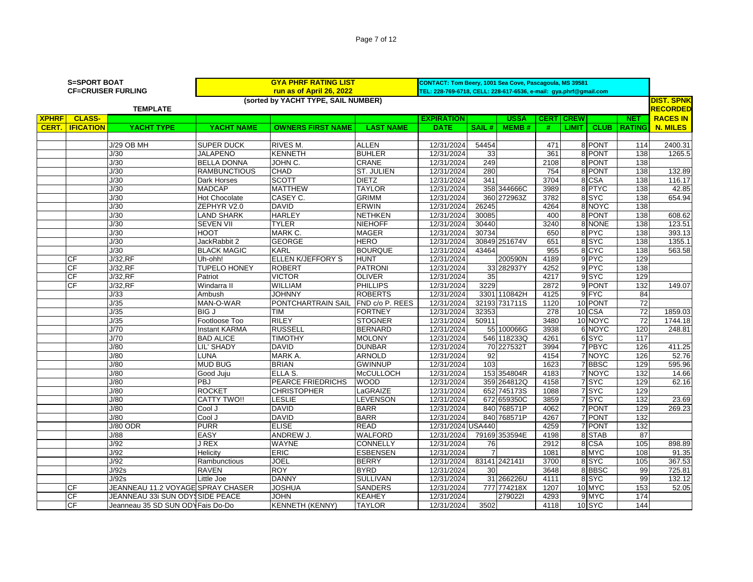**S=SPORT BOAT**
**CF=CRUISER FURLING**

**GYA PHRF RATING LIST**
**run as of April 26, 2022**
**(sorted by YACHT TYPE, SAIL NUMBER)**

**CONTACT: Tom Beery, 1001 Sea Cove, Pascagoula, MS 39581**
**TEL: 228-769-6718, CELL: 228-617-6536, e-mail: gya.phrf@gmail.com**

**TEMPLATE**

| XPHRF CERT. | CLASS-IFICATION | YACHT TYPE | YACHT NAME | OWNERS FIRST NAME | LAST NAME | EXPIRATION DATE | SAIL # | USSA MEMB # | CERT # | CREW LIMIT | CLUB | NET RATING | DIST. SPNK RECORDED RACES IN N. MILES |
|---|---|---|---|---|---|---|---|---|---|---|---|---|---|
| | | J/29 OB MH | SUPER DUCK | RIVES M. | ALLEN | 12/31/2024 | 54454 | | 471 | 8 | PONT | 114 | 2400.31 |
| | | J/30 | JALAPENO | KENNETH | BUHLER | 12/31/2024 | 33 | | 361 | 8 | PONT | 138 | 1265.5 |
| | | J/30 | BELLA DONNA | JOHN C. | CRANE | 12/31/2024 | 249 | | 2108 | 8 | PONT | 138 | |
| | | J/30 | RAMBUNCTIOUS | CHAD | ST. JULIEN | 12/31/2024 | 280 | | 754 | 8 | PONT | 138 | 132.89 |
| | | J/30 | Dark Horses | SCOTT | DIETZ | 12/31/2024 | 341 | | 3704 | 8 | CSA | 138 | 116.17 |
| | | J/30 | MADCAP | MATTHEW | TAYLOR | 12/31/2024 | 358 | 344666C | 3989 | 8 | PTYC | 138 | 42.85 |
| | | J/30 | Hot Chocolate | CASEY C. | GRIMM | 12/31/2024 | 360 | 272963Z | 3782 | 8 | SYC | 138 | 654.94 |
| | | J/30 | ZEPHYR V2.0 | DAVID | ERWIN | 12/31/2024 | 26245 | | 4264 | 8 | NOYC | 138 | |
| | | J/30 | LAND SHARK | HARLEY | NETHKEN | 12/31/2024 | 30085 | | 400 | 8 | PONT | 138 | 608.62 |
| | | J/30 | SEVEN VII | TYLER | NIEHOFF | 12/31/2024 | 30440 | | 3240 | 8 | NONE | 138 | 123.51 |
| | | J/30 | HOOT | MARK C. | MAGER | 12/31/2024 | 30734 | | 650 | 8 | PYC | 138 | 393.13 |
| | | J/30 | JackRabbit 2 | GEORGE | HERO | 12/31/2024 | 30849 | 251674V | 651 | 8 | SYC | 138 | 1355.1 |
| | | J/30 | BLACK MAGIC | KARL | BOURQUE | 12/31/2024 | 43464 | | 955 | 8 | CYC | 138 | 563.58 |
| | CF | J/32,RF | Uh-ohh! | ELLEN K/JEFFORY S | HUNT | 12/31/2024 | | 200590N | 4189 | 9 | PYC | 129 | |
| | CF | J/32,RF | TUPELO HONEY | ROBERT | PATRONI | 12/31/2024 | 33 | 282937Y | 4252 | 9 | PYC | 138 | |
| | CF | J/32,RF | Patriot | VICTOR | OLIVER | 12/31/2024 | 35 | | 4217 | 9 | SYC | 129 | |
| | CF | J/32,RF | Windarra II | WILLIAM | PHILLIPS | 12/31/2024 | 3229 | | 2872 | 9 | PONT | 132 | 149.07 |
| | | J/33 | Ambush | JOHNNY | ROBERTS | 12/31/2024 | 3301 | 110842H | 4125 | 9 | FYC | 84 | |
| | | J/35 | MAN-O-WAR | PONTCHARTRAIN SAIL | FND c/o P. REES | 12/31/2024 | 32193 | 731711S | 1120 | 10 | PONT | 72 | |
| | | J/35 | BIG J | TIM | FORTNEY | 12/31/2024 | 32353 | | 278 | 10 | CSA | 72 | 1859.03 |
| | | J/35 | Footloose Too | RILEY | STOGNER | 12/31/2024 | 50911 | | 3480 | 10 | NOYC | 72 | 1744.18 |
| | | J/70 | Instant KARMA | RUSSELL | BERNARD | 12/31/2024 | 55 | 100066G | 3938 | 6 | NOYC | 120 | 248.81 |
| | | J/70 | BAD ALICE | TIMOTHY | MOLONY | 12/31/2024 | 546 | 118233Q | 4261 | 6 | SYC | 117 | |
| | | J/80 | LIL' SHADY | DAVID | DUNBAR | 12/31/2024 | 70 | 227532T | 3994 | 7 | PBYC | 126 | 411.25 |
| | | J/80 | LUNA | MARK A. | ARNOLD | 12/31/2024 | 92 | | 4154 | 7 | NOYC | 126 | 52.76 |
| | | J/80 | MUD BUG | BRIAN | GWINNUP | 12/31/2024 | 103 | | 1623 | 7 | BBSC | 129 | 595.96 |
| | | J/80 | Good Juju | ELLA S. | McCULLOCH | 12/31/2024 | 153 | 354804R | 4183 | 7 | NOYC | 132 | 14.66 |
| | | J/80 | PBJ | PEARCE FRIEDRICHS | WOOD | 12/31/2024 | 359 | 264812Q | 4158 | 7 | SYC | 129 | 62.16 |
| | | J/80 | ROCKET | CHRISTOPHER | LaGRAIZE | 12/31/2024 | 652 | 745173S | 1088 | 7 | SYC | 129 | |
| | | J/80 | CATTY TWO!! | LESLIE | LEVENSON | 12/31/2024 | 672 | 659350C | 3859 | 7 | SYC | 132 | 23.69 |
| | | J/80 | Cool J | DAVID | BARR | 12/31/2024 | 840 | 768571P | 4062 | 7 | PONT | 129 | 269.23 |
| | | J/80 | Cool J | DAVID | BARR | 12/31/2024 | 840 | 768571P | 4267 | 7 | PONT | 132 | |
| | | J/80 ODR | PURR | ELISE | READ | 12/31/2024 | USA440 | | 4259 | 7 | PONT | 132 | |
| | | J/88 | EASY | ANDREW J. | WALFORD | 12/31/2024 | 79169 | 353594E | 4198 | 8 | STAB | 87 | |
| | | J/92 | J REX | WAYNE | CONNELLY | 12/31/2024 | 76 | | 2912 | 8 | CSA | 105 | 898.89 |
| | | J/92 | Helicity | ERIC | ESBENSEN | 12/31/2024 | 7 | | 1081 | 8 | MYC | 108 | 91.35 |
| | | J/92 | Rambunctious | JOEL | BERRY | 12/31/2024 | 83141 | 242141I | 3700 | 8 | SYC | 105 | 367.53 |
| | | J/92s | RAVEN | ROY | BYRD | 12/31/2024 | 30 | | 3648 | 8 | BBSC | 99 | 725.81 |
| | | J/92s | Little Joe | DANNY | SULLIVAN | 12/31/2024 | 31 | 266226U | 4111 | 8 | SYC | 99 | 132.12 |
| | CF | JEANNEAU 11.2 VOYAGE | SPRAY CHASER | JOSHUA | SANDERS | 12/31/2024 | 777 | 774218X | 1207 | 10 | MYC | 153 | 52.05 |
| | CF | JEANNEAU 33i SUN ODYS | SIDE PEACE | JOHN | KEAHEY | 12/31/2024 | | 279022I | 4293 | 9 | MYC | 174 | |
| | CF | Jeanneau 35 SD SUN ODY | Fais Do-Do | KENNETH (KENNY) | TAYLOR | 12/31/2024 | 3502 | | 4118 | 10 | SYC | 144 | |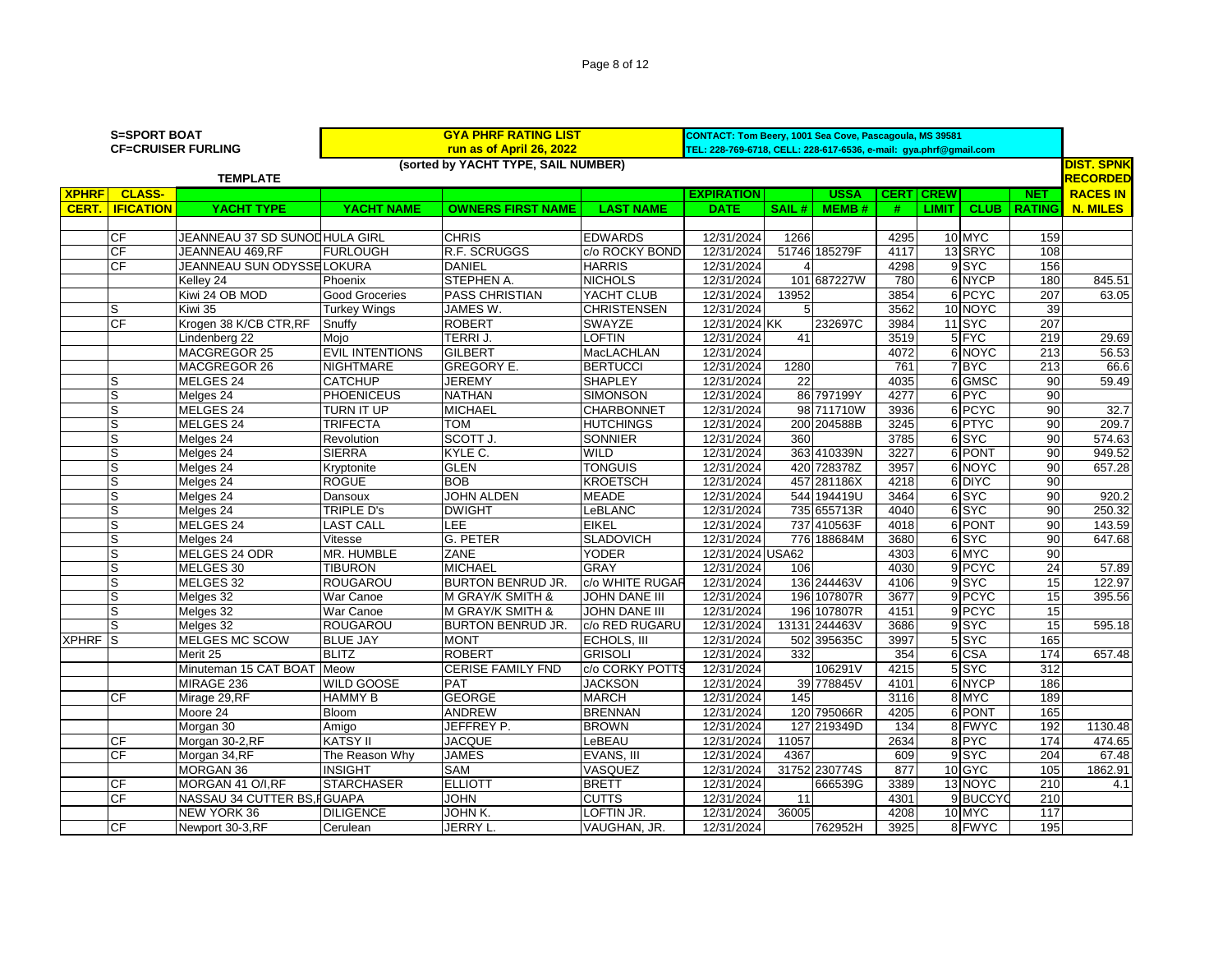**S=SPORT BOAT**
**CF=CRUISER FURLING**

**TEMPLATE**

**GYA PHRF RATING LIST**
**run as of April 26, 2022**
**(sorted by YACHT TYPE, SAIL NUMBER)**

**CONTACT: Tom Beery, 1001 Sea Cove, Pascagoula, MS 39581**
**TEL: 228-769-6718, CELL: 228-617-6536, e-mail: gya.phrf@gmail.com**

| XPHRF CERT. | CLASS-IFICATION | YACHT TYPE | YACHT NAME | OWNERS FIRST NAME | LAST NAME | EXPIRATION DATE | SAIL # | USSA MEMB # | CERT # | CREW LIMIT | CLUB | NET RATING | DIST. SPNK RECORDED RACES IN N. MILES |
|---|---|---|---|---|---|---|---|---|---|---|---|---|---|
| | CF | JEANNEAU 37 SD SUNOD | HULA GIRL | CHRIS | EDWARDS | 12/31/2024 | 1266 | | 4295 | 10 | MYC | 159 | |
| | CF | JEANNEAU 469,RF | FURLOUGH | R.F. SCRUGGS | c/o ROCKY BOND | 12/31/2024 | 51746 | 185279F | 4117 | 13 | SRYC | 108 | |
| | CF | JEANNEAU SUN ODYSSE | LOKURA | DANIEL | HARRIS | 12/31/2024 | 4 | | 4298 | 9 | SYC | 156 | |
| | | Kelley 24 | Phoenix | STEPHEN A. | NICHOLS | 12/31/2024 | 101 | 687227W | 780 | 6 | NYCP | 180 | 845.51 |
| | | Kiwi 24 OB MOD | Good Groceries | PASS CHRISTIAN | YACHT CLUB | 12/31/2024 | 13952 | | 3854 | 6 | PCYC | 207 | 63.05 |
| | S | Kiwi 35 | Turkey Wings | JAMES W. | CHRISTENSEN | 12/31/2024 | 5 | | 3562 | 10 | NOYC | 39 | |
| | CF | Krogen 38 K/CB CTR,RF | Snuffy | ROBERT | SWAYZE | 12/31/2024 | KK | 232697C | 3984 | 11 | SYC | 207 | |
| | | Lindenberg 22 | Mojo | TERRI J. | LOFTIN | 12/31/2024 | 41 | | 3519 | 5 | FYC | 219 | 29.69 |
| | | MACGREGOR 25 | EVIL INTENTIONS | GILBERT | MacLACHLAN | 12/31/2024 | | | 4072 | 6 | NOYC | 213 | 56.53 |
| | | MACGREGOR 26 | NIGHTMARE | GREGORY E. | BERTUCCI | 12/31/2024 | 1280 | | 761 | 7 | BYC | 213 | 66.6 |
| | S | MELGES 24 | CATCHUP | JEREMY | SHAPLEY | 12/31/2024 | 22 | | 4035 | 6 | GMSC | 90 | 59.49 |
| | S | Melges 24 | PHOENICEUS | NATHAN | SIMONSON | 12/31/2024 | 86 | 797199Y | 4277 | 6 | PYC | 90 | |
| | S | MELGES 24 | TURN IT UP | MICHAEL | CHARBONNET | 12/31/2024 | 98 | 711710W | 3936 | 6 | PCYC | 90 | 32.7 |
| | S | MELGES 24 | TRIFECTA | TOM | HUTCHINGS | 12/31/2024 | 200 | 204588B | 3245 | 6 | PTYC | 90 | 209.7 |
| | S | Melges 24 | Revolution | SCOTT J. | SONNIER | 12/31/2024 | 360 | | 3785 | 6 | SYC | 90 | 574.63 |
| | S | Melges 24 | SIERRA | KYLE C. | WILD | 12/31/2024 | 363 | 410339N | 3227 | 6 | PONT | 90 | 949.52 |
| | S | Melges 24 | Kryptonite | GLEN | TONGUIS | 12/31/2024 | 420 | 728378Z | 3957 | 6 | NOYC | 90 | 657.28 |
| | S | Melges 24 | ROGUE | BOB | KROETSCH | 12/31/2024 | 457 | 281186X | 4218 | 6 | DIYC | 90 | |
| | S | Melges 24 | Dansoux | JOHN ALDEN | MEADE | 12/31/2024 | 544 | 194419U | 3464 | 6 | SYC | 90 | 920.2 |
| | S | Melges 24 | TRIPLE D's | DWIGHT | LeBLANC | 12/31/2024 | 735 | 655713R | 4040 | 6 | SYC | 90 | 250.32 |
| | S | MELGES 24 | LAST CALL | LEE | EIKEL | 12/31/2024 | 737 | 410563F | 4018 | 6 | PONT | 90 | 143.59 |
| | S | Melges 24 | Vitesse | G. PETER | SLADOVICH | 12/31/2024 | 776 | 188684M | 3680 | 6 | SYC | 90 | 647.68 |
| | S | MELGES 24 ODR | MR. HUMBLE | ZANE | YODER | 12/31/2024 | USA62 | | 4303 | 6 | MYC | 90 | |
| | S | MELGES 30 | TIBURON | MICHAEL | GRAY | 12/31/2024 | 106 | | 4030 | 9 | PCYC | 24 | 57.89 |
| | S | MELGES 32 | ROUGAROU | BURTON BENRUD JR. | c/o WHITE RUGAR | 12/31/2024 | 136 | 244463V | 4106 | 9 | SYC | 15 | 122.97 |
| | S | Melges 32 | War Canoe | M GRAY/K SMITH & | JOHN DANE III | 12/31/2024 | 196 | 107807R | 3677 | 9 | PCYC | 15 | 395.56 |
| | S | Melges 32 | War Canoe | M GRAY/K SMITH & | JOHN DANE III | 12/31/2024 | 196 | 107807R | 4151 | 9 | PCYC | 15 | |
| | S | Melges 32 | ROUGAROU | BURTON BENRUD JR. | c/o RED RUGARU | 12/31/2024 | 13131 | 244463V | 3686 | 9 | SYC | 15 | 595.18 |
| XPHRF | S | MELGES MC SCOW | BLUE JAY | MONT | ECHOLS, III | 12/31/2024 | 502 | 395635C | 3997 | 5 | SYC | 165 | |
| | | Merit 25 | BLITZ | ROBERT | GRISOLI | 12/31/2024 | 332 | | 354 | 6 | CSA | 174 | 657.48 |
| | | Minuteman 15 CAT BOAT | Meow | CERISE FAMILY FND | c/o CORKY POTTS | 12/31/2024 | | 106291V | 4215 | 5 | SYC | 312 | |
| | | MIRAGE 236 | WILD GOOSE | PAT | JACKSON | 12/31/2024 | 39 | 778845V | 4101 | 6 | NYCP | 186 | |
| | CF | Mirage 29,RF | HAMMY B | GEORGE | MARCH | 12/31/2024 | 145 | | 3116 | 8 | MYC | 189 | |
| | | Moore 24 | Bloom | ANDREW | BRENNAN | 12/31/2024 | 120 | 795066R | 4205 | 6 | PONT | 165 | |
| | | Morgan 30 | Amigo | JEFFREY P. | BROWN | 12/31/2024 | 127 | 219349D | 134 | 8 | FWYC | 192 | 1130.48 |
| | CF | Morgan 30-2,RF | KATSY II | JACQUE | LeBEAU | 12/31/2024 | 11057 | | 2634 | 8 | PYC | 174 | 474.65 |
| | CF | Morgan 34,RF | The Reason Why | JAMES | EVANS, III | 12/31/2024 | 4367 | | 609 | 9 | SYC | 204 | 67.48 |
| | | MORGAN 36 | INSIGHT | SAM | VASQUEZ | 12/31/2024 | 31752 | 230774S | 877 | 10 | GYC | 105 | 1862.91 |
| | CF | MORGAN 41 O/I,RF | STARCHASER | ELLIOTT | BRETT | 12/31/2024 | | 666539G | 3389 | 13 | NOYC | 210 | 4.1 |
| | CF | NASSAU 34 CUTTER BS,R | GUAPA | JOHN | CUTTS | 12/31/2024 | 11 | | 4301 | 9 | BUCCYC | 210 | |
| | | NEW YORK 36 | DILIGENCE | JOHN K. | LOFTIN JR. | 12/31/2024 | 36005 | | 4208 | 10 | MYC | 117 | |
| | CF | Newport 30-3,RF | Cerulean | JERRY L. | VAUGHAN, JR. | 12/31/2024 | | 762952H | 3925 | 8 | FWYC | 195 | |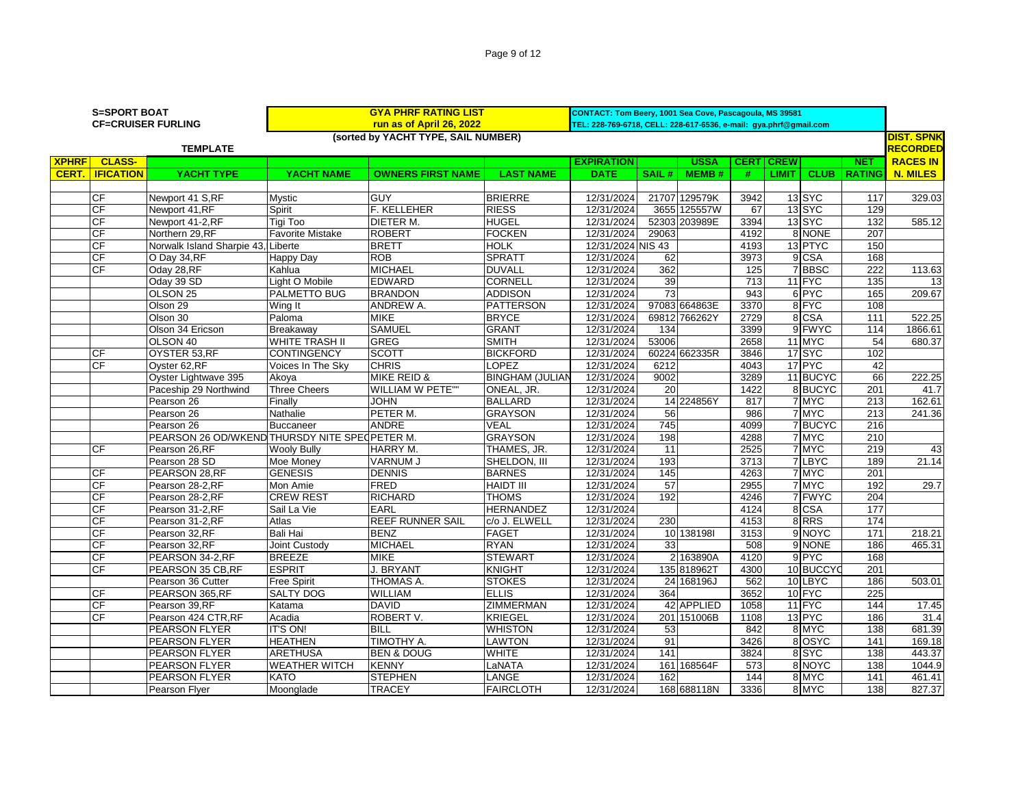**S=SPORT BOAT**
**CF=CRUISER FURLING**

**GYA PHRF RATING LIST**
**run as of April 26, 2022**
**(sorted by YACHT TYPE, SAIL NUMBER)**

**CONTACT: Tom Beery, 1001 Sea Cove, Pascagoula, MS 39581**
**TEL: 228-769-6718, CELL: 228-617-6536, e-mail: gya.phrf@gmail.com**

**TEMPLATE**

| XPHRF CERT. | CLASS-IFICATION | YACHT TYPE | YACHT NAME | OWNERS FIRST NAME | LAST NAME | EXPIRATION DATE | SAIL # | USSA MEMB # | CERT # | CREW LIMIT | CLUB | NET RATING | DIST. SPNK RECORDED RACES IN N. MILES |
|---|---|---|---|---|---|---|---|---|---|---|---|---|---|
| | CF | Newport 41 S,RF | Mystic | GUY | BRIERRE | 12/31/2024 | 21707 | 129579K | 3942 | 13 | SYC | 117 | 329.03 |
| | CF | Newport 41,RF | Spirit | F. KELLEHER | RIESS | 12/31/2024 | 3655 | 125557W | 67 | 13 | SYC | 129 | |
| | CF | Newport 41-2,RF | Tigi Too | DIETER M. | HUGEL | 12/31/2024 | 52303 | 203989E | 3394 | 13 | SYC | 132 | 585.12 |
| | CF | Northern 29,RF | Favorite Mistake | ROBERT | FOCKEN | 12/31/2024 | 29063 | | 4192 | 8 | NONE | 207 | |
| | CF | Norwalk Island Sharpie 43, | Liberte | BRETT | HOLK | 12/31/2024 | NIS 43 | | 4193 | 13 | PTYC | 150 | |
| | CF | O Day 34,RF | Happy Day | ROB | SPRATT | 12/31/2024 | 62 | | 3973 | 9 | CSA | 168 | |
| | CF | Oday 28,RF | Kahlua | MICHAEL | DUVALL | 12/31/2024 | 362 | | 125 | 7 | BBSC | 222 | 113.63 |
| | | Oday 39 SD | Light O Mobile | EDWARD | CORNELL | 12/31/2024 | 39 | | 713 | 11 | FYC | 135 | 13 |
| | | OLSON 25 | PALMETTO BUG | BRANDON | ADDISON | 12/31/2024 | 73 | | 943 | 6 | PYC | 165 | 209.67 |
| | | Olson 29 | Wing It | ANDREW A. | PATTERSON | 12/31/2024 | 97083 | 664863E | 3370 | 8 | FYC | 108 | |
| | | Olson 30 | Paloma | MIKE | BRYCE | 12/31/2024 | 69812 | 766262Y | 2729 | 8 | CSA | 111 | 522.25 |
| | | Olson 34 Ericson | Breakaway | SAMUEL | GRANT | 12/31/2024 | 134 | | 3399 | 9 | FWYC | 114 | 1866.61 |
| | | OLSON 40 | WHITE TRASH II | GREG | SMITH | 12/31/2024 | 53006 | | 2658 | 11 | MYC | 54 | 680.37 |
| | CF | OYSTER 53,RF | CONTINGENCY | SCOTT | BICKFORD | 12/31/2024 | 60224 | 662335R | 3846 | 17 | SYC | 102 | |
| | CF | Oyster 62,RF | Voices In The Sky | CHRIS | LOPEZ | 12/31/2024 | 6212 | | 4043 | 17 | PYC | 42 | |
| | | Oyster Lightwave 395 | Akoya | MIKE REID & | BINGHAM (JULIAN | 12/31/2024 | 9002 | | 3289 | 11 | BUCYC | 66 | 222.25 |
| | | Paceship 29 Northwind | Three Cheers | WILLIAM W PETE"" | ONEAL, JR. | 12/31/2024 | 20 | | 1422 | 8 | BUCYC | 201 | 41.7 |
| | | Pearson 26 | Finally | JOHN | BALLARD | 12/31/2024 | 14 | 224856Y | 817 | 7 | MYC | 213 | 162.61 |
| | | Pearson 26 | Nathalie | PETER M. | GRAYSON | 12/31/2024 | 56 | | 986 | 7 | MYC | 213 | 241.36 |
| | | Pearson 26 | Buccaneer | ANDRE | VEAL | 12/31/2024 | 745 | | 4099 | 7 | BUCYC | 216 | |
| | | PEARSON 26 OD/WKEND | THURSDY NITE SPEC | PETER M. | GRAYSON | 12/31/2024 | 198 | | 4288 | 7 | MYC | 210 | |
| | CF | Pearson 26,RF | Wooly Bully | HARRY M. | THAMES, JR. | 12/31/2024 | 11 | | 2525 | 7 | MYC | 219 | 43 |
| | | Pearson 28 SD | Moe Money | VARNUM J | SHELDON, III | 12/31/2024 | 193 | | 3713 | 7 | LBYC | 189 | 21.14 |
| | CF | PEARSON 28,RF | GENESIS | DENNIS | BARNES | 12/31/2024 | 145 | | 4263 | 7 | MYC | 201 | |
| | CF | Pearson 28-2,RF | Mon Amie | FRED | HAIDT III | 12/31/2024 | 57 | | 2955 | 7 | MYC | 192 | 29.7 |
| | CF | Pearson 28-2,RF | CREW REST | RICHARD | THOMS | 12/31/2024 | 192 | | 4246 | 7 | FWYC | 204 | |
| | CF | Pearson 31-2,RF | Sail La Vie | EARL | HERNANDEZ | 12/31/2024 | | | 4124 | 8 | CSA | 177 | |
| | CF | Pearson 31-2,RF | Atlas | REEF RUNNER SAIL | c/o J. ELWELL | 12/31/2024 | 230 | | 4153 | 8 | RRS | 174 | |
| | CF | Pearson 32,RF | Bali Hai | BENZ | FAGET | 12/31/2024 | 10 | 138198I | 3153 | 9 | NOYC | 171 | 218.21 |
| | CF | Pearson 32,RF | Joint Custody | MICHAEL | RYAN | 12/31/2024 | 33 | | 508 | 9 | NONE | 186 | 465.31 |
| | CF | PEARSON 34-2,RF | BREEZE | MIKE | STEWART | 12/31/2024 | 2 | 163890A | 4120 | 9 | PYC | 168 | |
| | CF | PEARSON 35 CB,RF | ESPRIT | J. BRYANT | KNIGHT | 12/31/2024 | 135 | 818962T | 4300 | 10 | BUCCYC | 201 | |
| | | Pearson 36 Cutter | Free Spirit | THOMAS A. | STOKES | 12/31/2024 | 24 | 168196J | 562 | 10 | LBYC | 186 | 503.01 |
| | CF | PEARSON 365,RF | SALTY DOG | WILLIAM | ELLIS | 12/31/2024 | 364 | | 3652 | 10 | FYC | 225 | |
| | CF | Pearson 39,RF | Katama | DAVID | ZIMMERMAN | 12/31/2024 | 42 | APPLIED | 1058 | 11 | FYC | 144 | 17.45 |
| | CF | Pearson 424 CTR,RF | Acadia | ROBERT V. | KRIEGEL | 12/31/2024 | 201 | 151006B | 1108 | 13 | PYC | 186 | 31.4 |
| | | PEARSON FLYER | IT'S ON! | BILL | WHISTON | 12/31/2024 | 53 | | 842 | 8 | MYC | 138 | 681.39 |
| | | PEARSON FLYER | HEATHEN | TIMOTHY A. | LAWTON | 12/31/2024 | 91 | | 3426 | 8 | OSYC | 141 | 169.18 |
| | | PEARSON FLYER | ARETHUSA | BEN & DOUG | WHITE | 12/31/2024 | 141 | | 3824 | 8 | SYC | 138 | 443.37 |
| | | PEARSON FLYER | WEATHER WITCH | KENNY | LaNATA | 12/31/2024 | 161 | 168564F | 573 | 8 | NOYC | 138 | 1044.9 |
| | | Pearson FLYER | KATO | STEPHEN | LANGE | 12/31/2024 | 162 | | 144 | 8 | MYC | 141 | 461.41 |
| | | Pearson Flyer | Moonglade | TRACEY | FAIRCLOTH | 12/31/2024 | 168 | 688118N | 3336 | 8 | MYC | 138 | 827.37 |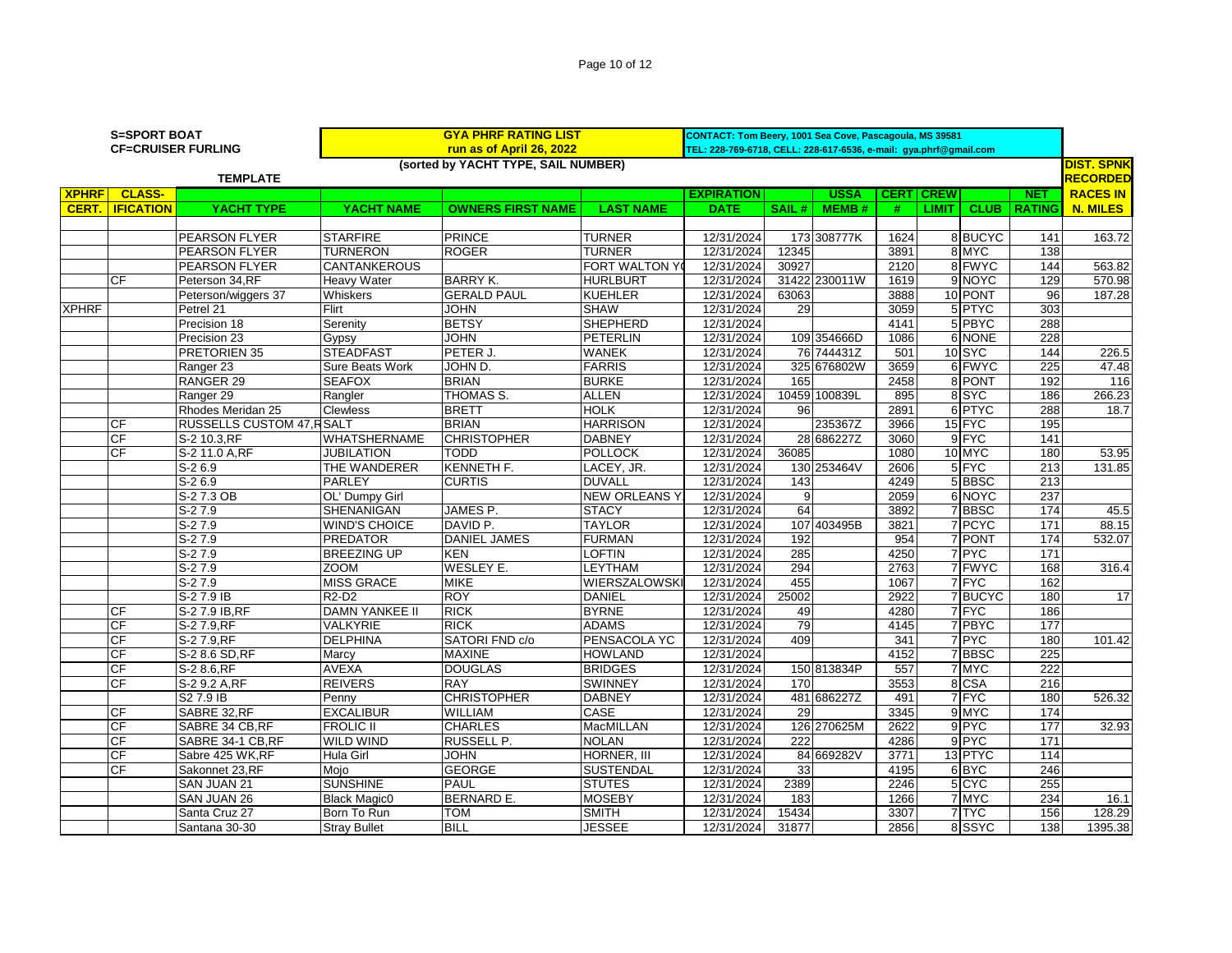**S=SPORT BOAT**
**CF=CRUISER FURLING**

**GYA PHRF RATING LIST**
**run as of April 26, 2022**
**(sorted by YACHT TYPE, SAIL NUMBER)**

**CONTACT: Tom Beery, 1001 Sea Cove, Pascagoula, MS 39581**
**TEL: 228-769-6718, CELL: 228-617-6536, e-mail: gya.phrf@gmail.com**

**TEMPLATE**

| XPHRF CERT. | CLASS-IFICATION | YACHT TYPE | YACHT NAME | OWNERS FIRST NAME | LAST NAME | EXPIRATION DATE | SAIL # | USSA MEMB # | CERT # | CREW LIMIT | CLUB | NET RATING | DIST. SPNK RECORDED RACES IN N. MILES |
|---|---|---|---|---|---|---|---|---|---|---|---|---|---|
| | | PEARSON FLYER | STARFIRE | PRINCE | TURNER | 12/31/2024 | 173 | 308777K | 1624 | 8 | BUCYC | 141 | 163.72 |
| | | PEARSON FLYER | TURNERON | ROGER | TURNER | 12/31/2024 | 12345 | | 3891 | 8 | MYC | 138 | |
| | | PEARSON FLYER | CANTANKEROUS | | FORT WALTON Y( | 12/31/2024 | 30927 | | 2120 | 8 | FWYC | 144 | 563.82 |
| | CF | Peterson 34,RF | Heavy Water | BARRY K. | HURLBURT | 12/31/2024 | 31422 | 230011W | 1619 | 9 | NOYC | 129 | 570.98 |
| | | Peterson/wiggers 37 | Whiskers | GERALD PAUL | KUEHLER | 12/31/2024 | 63063 | | 3888 | 10 | PONT | 96 | 187.28 |
| XPHRF | | Petrel 21 | Flirt | JOHN | SHAW | 12/31/2024 | 29 | | 3059 | 5 | PTYC | 303 | |
| | | Precision 18 | Serenity | BETSY | SHEPHERD | 12/31/2024 | | | 4141 | 5 | PBYC | 288 | |
| | | Precision 23 | Gypsy | JOHN | PETERLIN | 12/31/2024 | 109 | 354666D | 1086 | 6 | NONE | 228 | |
| | | PRETORIEN 35 | STEADFAST | PETER J. | WANEK | 12/31/2024 | 76 | 744431Z | 501 | 10 | SYC | 144 | 226.5 |
| | | Ranger 23 | Sure Beats Work | JOHN D. | FARRIS | 12/31/2024 | 325 | 676802W | 3659 | 6 | FWYC | 225 | 47.48 |
| | | RANGER 29 | SEAFOX | BRIAN | BURKE | 12/31/2024 | 165 | | 2458 | 8 | PONT | 192 | 116 |
| | | Ranger 29 | Rangler | THOMAS S. | ALLEN | 12/31/2024 | 10459 | 100839L | 895 | 8 | SYC | 186 | 266.23 |
| | | Rhodes Meridan 25 | Clewless | BRETT | HOLK | 12/31/2024 | 96 | | 2891 | 6 | PTYC | 288 | 18.7 |
| | CF | RUSSELLS CUSTOM 47,R | SALT | BRIAN | HARRISON | 12/31/2024 | | 235367Z | 3966 | 15 | FYC | 195 | |
| | CF | S-2 10.3,RF | WHATSHERNAME | CHRISTOPHER | DABNEY | 12/31/2024 | 28 | 686227Z | 3060 | 9 | FYC | 141 | |
| | CF | S-2 11.0 A,RF | JUBILATION | TODD | POLLOCK | 12/31/2024 | 36085 | | 1080 | 10 | MYC | 180 | 53.95 |
| | | S-2 6.9 | THE WANDERER | KENNETH F. | LACEY, JR. | 12/31/2024 | 130 | 253464V | 2606 | 5 | FYC | 213 | 131.85 |
| | | S-2 6.9 | PARLEY | CURTIS | DUVALL | 12/31/2024 | 143 | | 4249 | 5 | BBSC | 213 | |
| | | S-2 7.3 OB | OL' Dumpy Girl | | NEW ORLEANS Y. | 12/31/2024 | 9 | | 2059 | 6 | NOYC | 237 | |
| | | S-2 7.9 | SHENANIGAN | JAMES P. | STACY | 12/31/2024 | 64 | | 3892 | 7 | BBSC | 174 | 45.5 |
| | | S-2 7.9 | WIND'S CHOICE | DAVID P. | TAYLOR | 12/31/2024 | 107 | 403495B | 3821 | 7 | PCYC | 171 | 88.15 |
| | | S-2 7.9 | PREDATOR | DANIEL JAMES | FURMAN | 12/31/2024 | 192 | | 954 | 7 | PONT | 174 | 532.07 |
| | | S-2 7.9 | BREEZING UP | KEN | LOFTIN | 12/31/2024 | 285 | | 4250 | 7 | PYC | 171 | |
| | | S-2 7.9 | ZOOM | WESLEY E. | LEYTHAM | 12/31/2024 | 294 | | 2763 | 7 | FWYC | 168 | 316.4 |
| | | S-2 7.9 | MISS GRACE | MIKE | WIERSZALOWSKI | 12/31/2024 | 455 | | 1067 | 7 | FYC | 162 | |
| | | S-2 7.9 IB | R2-D2 | ROY | DANIEL | 12/31/2024 | 25002 | | 2922 | 7 | BUCYC | 180 | 17 |
| | CF | S-2 7.9 IB,RF | DAMN YANKEE II | RICK | BYRNE | 12/31/2024 | 49 | | 4280 | 7 | FYC | 186 | |
| | CF | S-2 7.9,RF | VALKYRIE | RICK | ADAMS | 12/31/2024 | 79 | | 4145 | 7 | PBYC | 177 | |
| | CF | S-2 7.9,RF | DELPHINA | SATORI FND c/o | PENSACOLA YC | 12/31/2024 | 409 | | 341 | 7 | PYC | 180 | 101.42 |
| | CF | S-2 8.6 SD,RF | Marcy | MAXINE | HOWLAND | 12/31/2024 | | | 4152 | 7 | BBSC | 225 | |
| | CF | S-2 8.6,RF | AVEXA | DOUGLAS | BRIDGES | 12/31/2024 | 150 | 813834P | 557 | 7 | MYC | 222 | |
| | CF | S-2 9.2 A,RF | REIVERS | RAY | SWINNEY | 12/31/2024 | 170 | | 3553 | 8 | CSA | 216 | |
| | | S2 7.9 IB | Penny | CHRISTOPHER | DABNEY | 12/31/2024 | 481 | 686227Z | 491 | 7 | FYC | 180 | 526.32 |
| | CF | SABRE 32,RF | EXCALIBUR | WILLIAM | CASE | 12/31/2024 | 29 | | 3345 | 9 | MYC | 174 | |
| | CF | SABRE 34 CB,RF | FROLIC II | CHARLES | MacMILLAN | 12/31/2024 | 126 | 270625M | 2622 | 9 | PYC | 177 | 32.93 |
| | CF | SABRE 34-1 CB,RF | WILD WIND | RUSSELL P. | NOLAN | 12/31/2024 | 222 | | 4286 | 9 | PYC | 171 | |
| | CF | Sabre 425 WK,RF | Hula Girl | JOHN | HORNER, III | 12/31/2024 | 84 | 669282V | 3771 | 13 | PTYC | 114 | |
| | CF | Sakonnet 23,RF | Mojo | GEORGE | SUSTENDAL | 12/31/2024 | 33 | | 4195 | 6 | BYC | 246 | |
| | | SAN JUAN 21 | SUNSHINE | PAUL | STUTES | 12/31/2024 | 2389 | | 2246 | 5 | CYC | 255 | |
| | | SAN JUAN 26 | Black Magic0 | BERNARD E. | MOSEBY | 12/31/2024 | 183 | | 1266 | 7 | MYC | 234 | 16.1 |
| | | Santa Cruz 27 | Born To Run | TOM | SMITH | 12/31/2024 | 15434 | | 3307 | 7 | TYC | 156 | 128.29 |
| | | Santana 30-30 | Stray Bullet | BILL | JESSEE | 12/31/2024 | 31877 | | 2856 | 8 | SSYC | 138 | 1395.38 |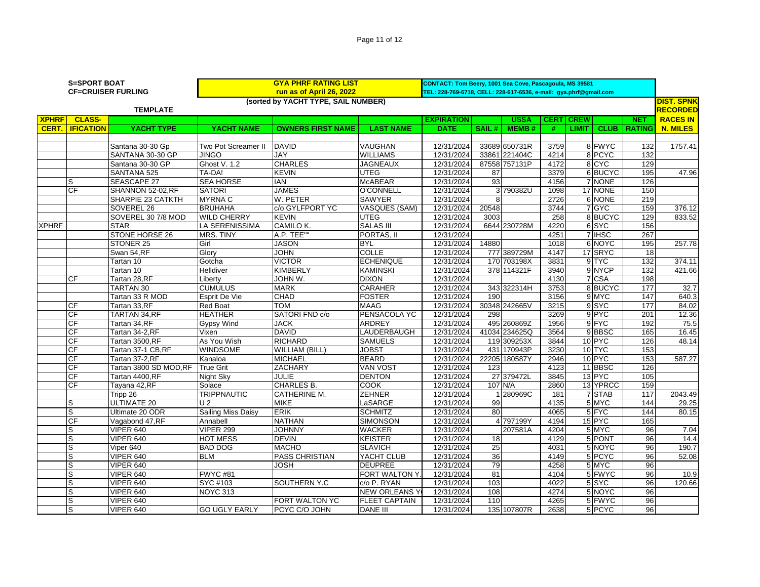S=SPORT BOAT
CF=CRUISER FURLING

**GYA PHRF RATING LIST**
**run as of April 26, 2022**

**(sorted by YACHT TYPE, SAIL NUMBER)**

CONTACT: Tom Beery, 1001 Sea Cove, Pascagoula, MS 39581
TEL: 228-769-6718, CELL: 228-617-6536, e-mail: gya.phrf@gmail.com

TEMPLATE

| XPHRF CERT. | CLASS-IFICATION | YACHT TYPE | YACHT NAME | OWNERS FIRST NAME | LAST NAME | EXPIRATION DATE | SAIL # | USSA MEMB # | CERT # | CREW LIMIT | CLUB | NET RATING | DIST. SPNK RECORDED RACES IN N. MILES |
|---|---|---|---|---|---|---|---|---|---|---|---|---|---|
| | | Santana 30-30 Gp | Two Pot Screamer II | DAVID | VAUGHAN | 12/31/2024 | 33689 | 650731R | 3759 | 8 | FWYC | 132 | 1757.41 |
| | | SANTANA 30-30 GP | JINGO | JAY | WILLIAMS | 12/31/2024 | 33861 | 221404C | 4214 | 8 | PCYC | 132 | |
| | | Santana 30-30 GP | Ghost V. 1.2 | CHARLES | JAGNEAUX | 12/31/2024 | 87558 | 757131P | 4172 | 8 | CYC | 129 | |
| | | SANTANA 525 | TA-DA! | KEVIN | UTEG | 12/31/2024 | 87 | | 3379 | 6 | BUCYC | 195 | 47.96 |
| | S | SEASCAPE 27 | SEA HORSE | IAN | McABEAR | 12/31/2024 | 93 | | 4156 | 7 | NONE | 126 | |
| | CF | SHANNON 52-02,RF | SATORI | JAMES | O'CONNELL | 12/31/2024 | 3 | 790382U | 1098 | 17 | NONE | 150 | |
| | | SHARPIE 23 CATKTH | MYRNA C | W. PETER | SAWYER | 12/31/2024 | 8 | | 2726 | 6 | NONE | 219 | |
| | | SOVEREL 26 | BRUHAHA | c/o GYLFPORT YC | VASQUES (SAM) | 12/31/2024 | 20548 | | 3744 | 7 | GYC | 159 | 376.12 |
| | | SOVEREL 30 7/8 MOD | WILD CHERRY | KEVIN | UTEG | 12/31/2024 | 3003 | | 258 | 8 | BUCYC | 129 | 833.52 |
| XPHRF | | STAR | LA SERENISSIMA | CAMILO K. | SALAS III | 12/31/2024 | 6644 | 230728M | 4220 | 6 | SYC | 156 | |
| | | STONE HORSE 26 | MRS. TINY | A.P. TEE"" | PORTAS, II | 12/31/2024 | | | 4251 | 7 | IHSC | 267 | |
| | | STONER 25 | Girl | JASON | BYL | 12/31/2024 | 14880 | | 1018 | 6 | NOYC | 195 | 257.78 |
| | | Swan 54,RF | Glory | JOHN | COLLE | 12/31/2024 | 777 | 389729M | 4147 | 17 | SRYC | 18 | |
| | | Tartan 10 | Gotcha | VICTOR | ECHENIQUE | 12/31/2024 | 170 | 703198X | 3831 | 9 | TYC | 132 | 374.11 |
| | | Tartan 10 | Helldiver | KIMBERLY | KAMINSKI | 12/31/2024 | 378 | 114321F | 3940 | 9 | NYCP | 132 | 421.66 |
| | CF | Tartan 28,RF | Liberty | JOHN W. | DIXON | 12/31/2024 | | | 4130 | 7 | CSA | 198 | |
| | | TARTAN 30 | CUMULUS | MARK | CARAHER | 12/31/2024 | 343 | 322314H | 3753 | 8 | BUCYC | 177 | 32.7 |
| | | Tartan 33 R MOD | Esprit De Vie | CHAD | FOSTER | 12/31/2024 | 190 | | 3156 | 9 | MYC | 147 | 640.3 |
| | CF | Tartan 33,RF | Red Boat | TOM | MAAG | 12/31/2024 | 30348 | 242665V | 3215 | 9 | SYC | 177 | 84.02 |
| | CF | TARTAN 34,RF | HEATHER | SATORI FND c/o | PENSACOLA YC | 12/31/2024 | 298 | | 3269 | 9 | PYC | 201 | 12.36 |
| | CF | Tartan 34,RF | Gypsy Wind | JACK | ARDREY | 12/31/2024 | 495 | 260869Z | 1956 | 9 | FYC | 192 | 75.5 |
| | CF | Tartan 34-2,RF | Vixen | DAVID | LAUDERBAUGH | 12/31/2024 | 41034 | 234625Q | 3564 | 9 | BBSC | 165 | 16.45 |
| | CF | Tartan 3500,RF | As You Wish | RICHARD | SAMUELS | 12/31/2024 | 119 | 309253X | 3844 | 10 | PYC | 126 | 48.14 |
| | CF | Tartan 37-1 CB,RF | WINDSOME | WILLIAM (BILL) | JOBST | 12/31/2024 | 431 | 170943P | 3230 | 10 | TYC | 153 | |
| | CF | Tartan 37-2,RF | Kanaloa | MICHAEL | BEARD | 12/31/2024 | 22205 | 180587Y | 2946 | 10 | PYC | 153 | 587.27 |
| | CF | Tartan 3800 SD MOD,RF | True Grit | ZACHARY | VAN VOST | 12/31/2024 | 123 | | 4123 | 11 | BBSC | 126 | |
| | CF | Tartan 4400,RF | Night Sky | JULIE | DENTON | 12/31/2024 | 27 | 379472L | 3845 | 13 | PYC | 105 | |
| | CF | Tayana 42,RF | Solace | CHARLES B. | COOK | 12/31/2024 | 107 | N/A | 2860 | 13 | YPRCC | 159 | |
| | | Tripp 26 | TRIPPNAUTIC | CATHERINE M. | ZEHNER | 12/31/2024 | 1 | 280969C | 181 | 7 | STAB | 117 | 2043.49 |
| | S | ULTIMATE 20 | U 2 | MIKE | LaSARGE | 12/31/2024 | 99 | | 4135 | 5 | MYC | 144 | 29.25 |
| | S | Ultimate 20 ODR | Sailing Miss Daisy | ERIK | SCHMITZ | 12/31/2024 | 80 | | 4065 | 5 | FYC | 144 | 80.15 |
| | CF | Vagabond 47,RF | Annabell | NATHAN | SIMONSON | 12/31/2024 | 4 | 797199Y | 4194 | 15 | PYC | 165 | |
| | S | VIPER 640 | VIPER 299 | JOHNNY | WACKER | 12/31/2024 | | 207581A | 4204 | 5 | MYC | 96 | 7.04 |
| | S | VIPER 640 | HOT MESS | DEVIN | KEISTER | 12/31/2024 | 18 | | 4129 | 5 | PONT | 96 | 14.4 |
| | S | Viper 640 | BAD DOG | MACHO | SLAVICH | 12/31/2024 | 25 | | 4031 | 5 | NOYC | 96 | 190.7 |
| | S | VIPER 640 | BLM | PASS CHRISTIAN | YACHT CLUB | 12/31/2024 | 36 | | 4149 | 5 | PCYC | 96 | 52.08 |
| | S | VIPER 640 | | JOSH | DEUPREE | 12/31/2024 | 79 | | 4258 | 5 | MYC | 96 | |
| | S | VIPER 640 | FWYC #81 | | FORT WALTON Y. | 12/31/2024 | 81 | | 4104 | 5 | FWYC | 96 | 10.9 |
| | S | VIPER 640 | SYC #103 | SOUTHERN Y.C | c/o P. RYAN | 12/31/2024 | 103 | | 4022 | 5 | SYC | 96 | 120.66 |
| | S | VIPER 640 | NOYC 313 | | NEW ORLEANS Y | 12/31/2024 | 108 | | 4274 | 5 | NOYC | 96 | |
| | S | VIPER 640 | | FORT WALTON YC | FLEET CAPTAIN | 12/31/2024 | 110 | | 4265 | 5 | FWYC | 96 | |
| | S | VIPER 640 | GO UGLY EARLY | PCYC C/O JOHN | DANE III | 12/31/2024 | 135 | 107807R | 2638 | 5 | PCYC | 96 | |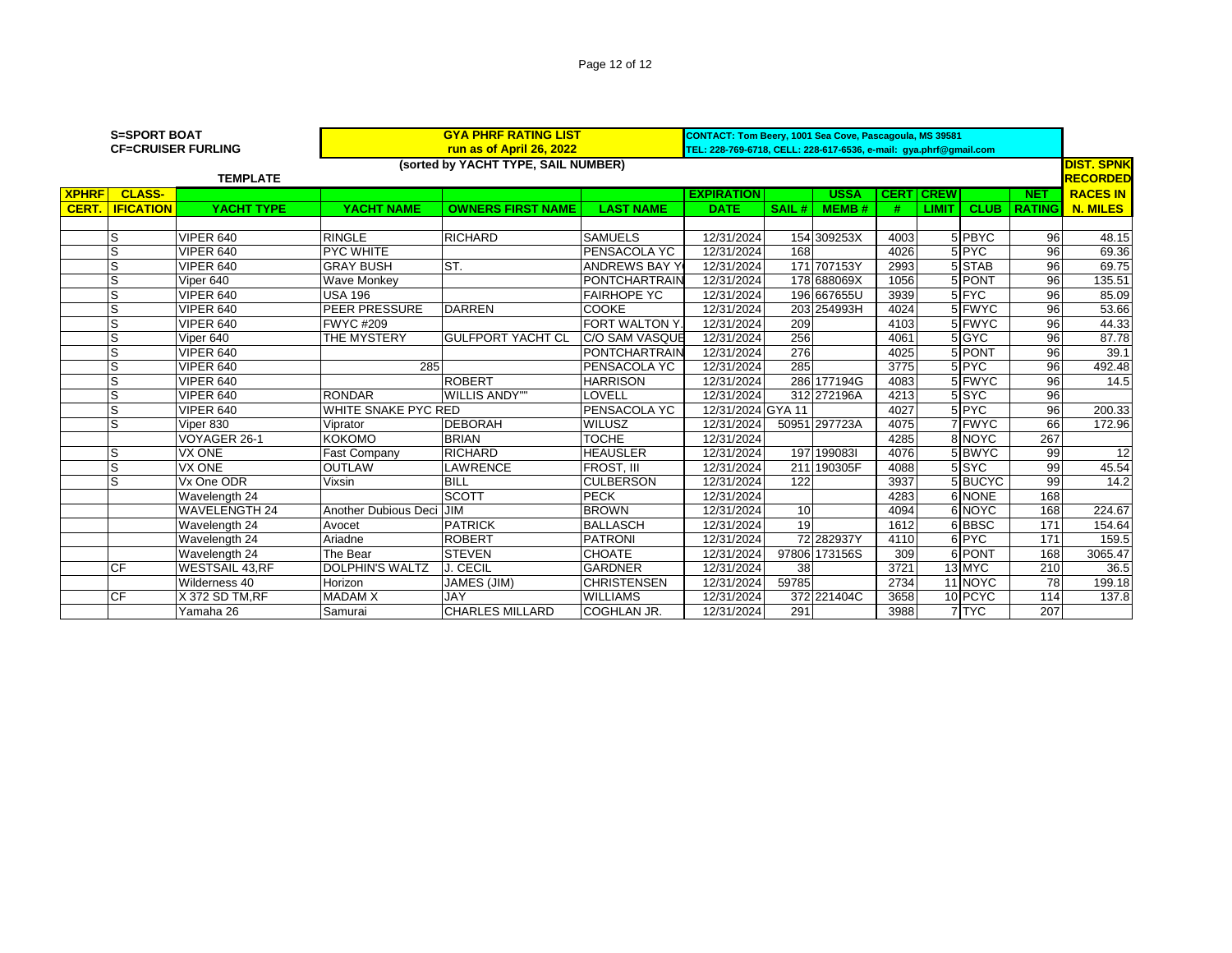**S=SPORT BOAT**
**CF=CRUISER FURLING**

**GYA PHRF RATING LIST**
**run as of April 26, 2022**
**(sorted by YACHT TYPE, SAIL NUMBER)**

**CONTACT: Tom Beery, 1001 Sea Cove, Pascagoula, MS 39581**
**TEL: 228-769-6718, CELL: 228-617-6536, e-mail: gya.phrf@gmail.com**

**TEMPLATE**

| XPHRF CERT. | CLASS-IFICATION | YACHT TYPE | YACHT NAME | OWNERS FIRST NAME | LAST NAME | EXPIRATION DATE | SAIL # | USSA MEMB # | CERT # | CREW LIMIT | CLUB | NET RATING | DIST. SPNK RECORDED RACES IN N. MILES |
|---|---|---|---|---|---|---|---|---|---|---|---|---|---|
| | S | VIPER 640 | RINGLE | RICHARD | SAMUELS | 12/31/2024 | 154 | 309253X | 4003 | 5 | PBYC | 96 | 48.15 |
| | S | VIPER 640 | PYC WHITE | | PENSACOLA YC | 12/31/2024 | 168 | | 4026 | 5 | PYC | 96 | 69.36 |
| | S | VIPER 640 | GRAY BUSH | ST. | ANDREWS BAY Y | 12/31/2024 | 171 | 707153Y | 2993 | 5 | STAB | 96 | 69.75 |
| | S | Viper 640 | Wave Monkey | | PONTCHARTRAIN | 12/31/2024 | 178 | 688069X | 1056 | 5 | PONT | 96 | 135.51 |
| | S | VIPER 640 | USA 196 | | FAIRHOPE YC | 12/31/2024 | 196 | 667655U | 3939 | 5 | FYC | 96 | 85.09 |
| | S | VIPER 640 | PEER PRESSURE | DARREN | COOKE | 12/31/2024 | 203 | 254993H | 4024 | 5 | FWYC | 96 | 53.66 |
| | S | VIPER 640 | FWYC #209 | | FORT WALTON Y. | 12/31/2024 | 209 | | 4103 | 5 | FWYC | 96 | 44.33 |
| | S | Viper 640 | THE MYSTERY | GULFPORT YACHT CL | C/O SAM VASQUE | 12/31/2024 | 256 | | 4061 | 5 | GYC | 96 | 87.78 |
| | S | VIPER 640 | | | PONTCHARTRAIN | 12/31/2024 | 276 | | 4025 | 5 | PONT | 96 | 39.1 |
| | S | VIPER 640 | 285 | | PENSACOLA YC | 12/31/2024 | 285 | | 3775 | 5 | PYC | 96 | 492.48 |
| | S | VIPER 640 | | ROBERT | HARRISON | 12/31/2024 | 286 | 177194G | 4083 | 5 | FWYC | 96 | 14.5 |
| | S | VIPER 640 | RONDAR | WILLIS ANDY"" | LOVELL | 12/31/2024 | 312 | 272196A | 4213 | 5 | SYC | 96 | |
| | S | VIPER 640 | WHITE SNAKE PYC RED | | PENSACOLA YC | 12/31/2024 | GYA 11 | | 4027 | 5 | PYC | 96 | 200.33 |
| | S | Viper 830 | Viprator | DEBORAH | WILUSZ | 12/31/2024 | 50951 | 297723A | 4075 | 7 | FWYC | 66 | 172.96 |
| | | VOYAGER 26-1 | KOKOMO | BRIAN | TOCHE | 12/31/2024 | | | 4285 | 8 | NOYC | 267 | |
| | S | VX ONE | Fast Company | RICHARD | HEAUSLER | 12/31/2024 | 197 | 199083I | 4076 | 5 | BWYC | 99 | 12 |
| | S | VX ONE | OUTLAW | LAWRENCE | FROST, III | 12/31/2024 | 211 | 190305F | 4088 | 5 | SYC | 99 | 45.54 |
| | S | Vx One ODR | Vixsin | BILL | CULBERSON | 12/31/2024 | 122 | | 3937 | 5 | BUCYC | 99 | 14.2 |
| | | Wavelength 24 | | SCOTT | PECK | 12/31/2024 | | | 4283 | 6 | NONE | 168 | |
| | | WAVELENGTH 24 | Another Dubious Deci | JIM | BROWN | 12/31/2024 | 10 | | 4094 | 6 | NOYC | 168 | 224.67 |
| | | Wavelength 24 | Avocet | PATRICK | BALLASCH | 12/31/2024 | 19 | | 1612 | 6 | BBSC | 171 | 154.64 |
| | | Wavelength 24 | Ariadne | ROBERT | PATRONI | 12/31/2024 | 72 | 282937Y | 4110 | 6 | PYC | 171 | 159.5 |
| | | Wavelength 24 | The Bear | STEVEN | CHOATE | 12/31/2024 | 97806 | 173156S | 309 | 6 | PONT | 168 | 3065.47 |
| | CF | WESTSAIL 43,RF | DOLPHIN'S WALTZ | J. CECIL | GARDNER | 12/31/2024 | 38 | | 3721 | 13 | MYC | 210 | 36.5 |
| | | Wilderness 40 | Horizon | JAMES (JIM) | CHRISTENSEN | 12/31/2024 | 59785 | | 2734 | 11 | NOYC | 78 | 199.18 |
| | CF | X 372 SD TM,RF | MADAM X | JAY | WILLIAMS | 12/31/2024 | 372 | 221404C | 3658 | 10 | PCYC | 114 | 137.8 |
| | | Yamaha 26 | Samurai | CHARLES MILLARD | COGHLAN JR. | 12/31/2024 | 291 | | 3988 | 7 | TYC | 207 | |